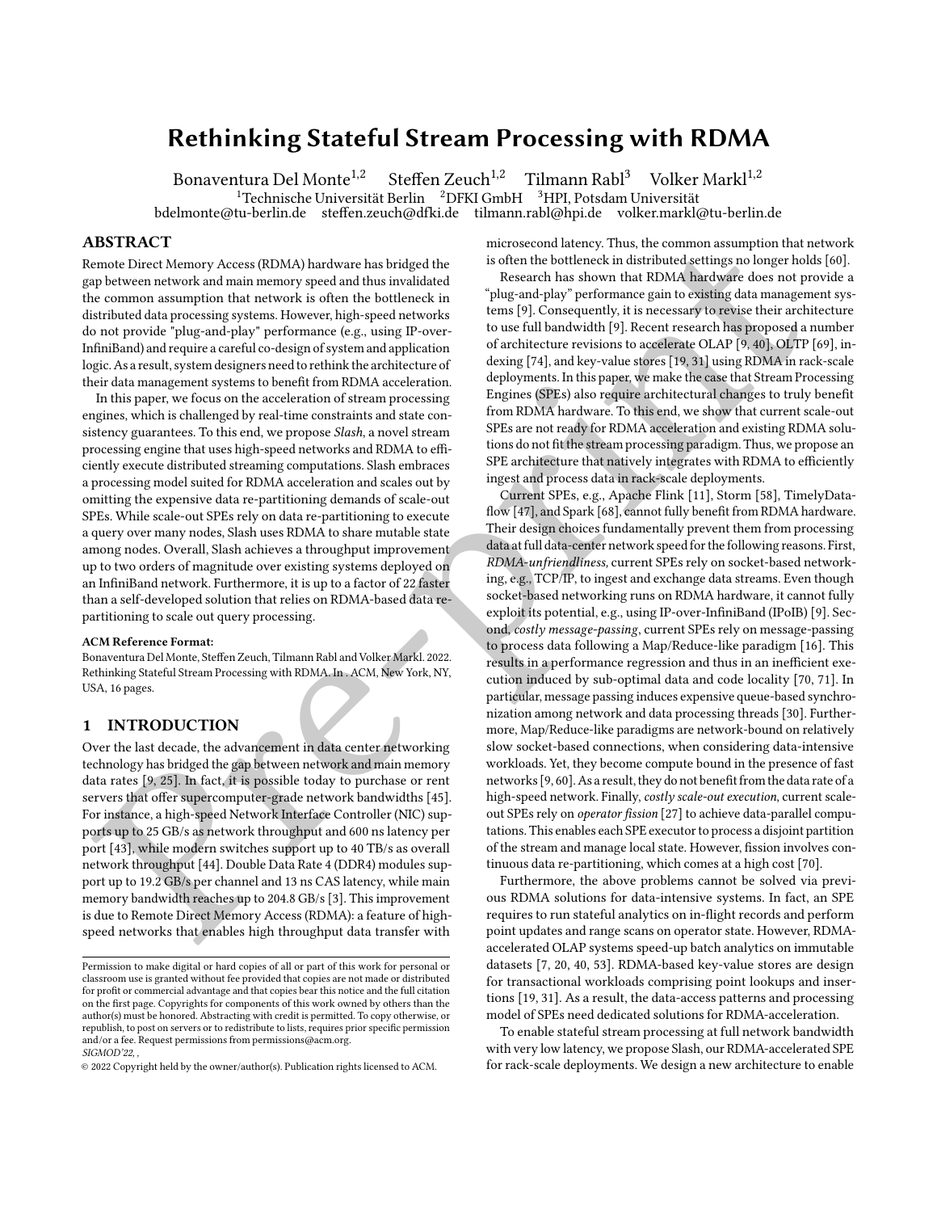# Rethinking Stateful Stream Processing with RDMA

Bonaventura Del Monte[1,2] Steffen Zeuch[1,2] Tilmann Rabl[3] Volker Markl[1,2]

[1]Technische Universität Berlin [2]DFKI GmbH [3]HPI, Potsdam Universität

bdelmonte@tu-berlin.de steffen.zeuch@dfki.de tilmann.rabl@hpi.de volker.markl@tu-berlin.de

## ABSTRACT

Remote Direct Memory Access (RDMA) hardware has bridged the gap between network and main memory speed and thus invalidated the common assumption that network is often the bottleneck in distributed data processing systems. However, high-speed networks do not provide "plug-and-play" performance (e.g., using IP-over-InfiniBand) and require a careful co-design of system and application logic. As a result, system designers need to rethink the architecture of their data management systems to benefit from RDMA acceleration.

In this paper, we focus on the acceleration of stream processing engines, which is challenged by real-time constraints and state consistency guarantees. To this end, we propose *Slash*, a novel stream processing engine that uses high-speed networks and RDMA to efficiently execute distributed streaming computations. Slash embraces a processing model suited for RDMA acceleration and scales out by omitting the expensive data re-partitioning demands of scale-out SPEs. While scale-out SPEs rely on data re-partitioning to execute a query over many nodes, Slash uses RDMA to share mutable state among nodes. Overall, Slash achieves a throughput improvement up to two orders of magnitude over existing systems deployed on an InfiniBand network. Furthermore, it is up to a factor of 22 faster than a self-developed solution that relies on RDMA-based data re-partitioning to scale out query processing.

**ACM Reference Format:**

Bonaventura Del Monte, Steffen Zeuch, Tilmann Rabl and Volker Markl. 2022. Rethinking Stateful Stream Processing with RDMA. In . ACM, New York, NY, USA, 16 pages.

## 1 INTRODUCTION

Over the last decade, the advancement in data center networking technology has bridged the gap between network and main memory data rates [9, 25]. In fact, it is possible today to purchase or rent servers that offer supercomputer-grade network bandwidths [45]. For instance, a high-speed Network Interface Controller (NIC) supports up to 25 GB/s as network throughput and 600 ns latency per port [43], while modern switches support up to 40 TB/s as overall network throughput [44]. Double Data Rate 4 (DDR4) modules support up to 19.2 GB/s per channel and 13 ns CAS latency, while main memory bandwidth reaches up to 204.8 GB/s [3]. This improvement is due to Remote Direct Memory Access (RDMA): a feature of high-speed networks that enables high throughput data transfer with microsecond latency. Thus, the common assumption that network is often the bottleneck in distributed settings no longer holds [60].

Research has shown that RDMA hardware does not provide a "plug-and-play" performance gain to existing data management systems [9]. Consequently, it is necessary to revise their architecture to use full bandwidth [9]. Recent research has proposed a number of architecture revisions to accelerate OLAP [9, 40], OLTP [69], indexing [74], and key-value stores [19, 31] using RDMA in rack-scale deployments. In this paper, we make the case that Stream Processing Engines (SPEs) also require architectural changes to truly benefit from RDMA hardware. To this end, we show that current scale-out SPEs are not ready for RDMA acceleration and existing RDMA solutions do not fit the stream processing paradigm. Thus, we propose an SPE architecture that natively integrates with RDMA to efficiently ingest and process data in rack-scale deployments.

Current SPEs, e.g., Apache Flink [11], Storm [58], TimelyDataflow [47], and Spark [68], cannot fully benefit from RDMA hardware. Their design choices fundamentally prevent them from processing data at full data-center network speed for the following reasons. First, *RDMA-unfriendliness,* current SPEs rely on socket-based networking, e.g., TCP/IP, to ingest and exchange data streams. Even though socket-based networking runs on RDMA hardware, it cannot fully exploit its potential, e.g., using IP-over-InfiniBand (IPoIB) [9]. Second, *costly message-passing*, current SPEs rely on message-passing to process data following a Map/Reduce-like paradigm [16]. This results in a performance regression and thus in an inefficient execution induced by sub-optimal data and code locality [70, 71]. In particular, message passing induces expensive queue-based synchronization among network and data processing threads [30]. Furthermore, Map/Reduce-like paradigms are network-bound on relatively slow socket-based connections, when considering data-intensive workloads. Yet, they become compute bound in the presence of fast networks [9, 60]. As a result, they do not benefit from the data rate of a high-speed network. Finally, *costly scale-out execution*, current scale-out SPEs rely on *operator fission* [27] to achieve data-parallel computations. This enables each SPE executor to process a disjoint partition of the stream and manage local state. However, fission involves continuous data re-partitioning, which comes at a high cost [70].

Furthermore, the above problems cannot be solved via previous RDMA solutions for data-intensive systems. In fact, an SPE requires to run stateful analytics on in-flight records and perform point updates and range scans on operator state. However, RDMA-accelerated OLAP systems speed-up batch analytics on immutable datasets [7, 20, 40, 53]. RDMA-based key-value stores are design for transactional workloads comprising point lookups and insertions [19, 31]. As a result, the data-access patterns and processing model of SPEs need dedicated solutions for RDMA-acceleration.

To enable stateful stream processing at full network bandwidth with very low latency, we propose Slash, our RDMA-accelerated SPE for rack-scale deployments. We design a new architecture to enable

Permission to make digital or hard copies of all or part of this work for personal or classroom use is granted without fee provided that copies are not made or distributed for profit or commercial advantage and that copies bear this notice and the full citation on the first page. Copyrights for components of this work owned by others than the author(s) must be honored. Abstracting with credit is permitted. To copy otherwise, or republish, to post on servers or to redistribute to lists, requires prior specific permission and/or a fee. Request permissions from permissions@acm.org.

*SIGMOD'22, ,*

© 2022 Copyright held by the owner/author(s). Publication rights licensed to ACM.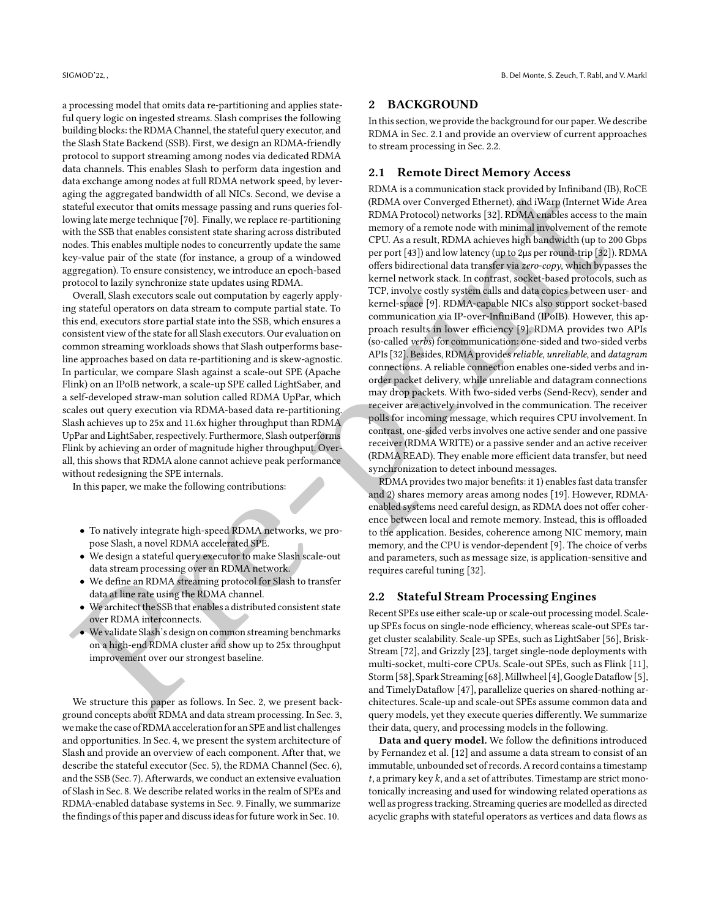a processing model that omits data re-partitioning and applies stateful query logic on ingested streams. Slash comprises the following building blocks: the RDMA Channel, the stateful query executor, and the Slash State Backend (SSB). First, we design an RDMA-friendly protocol to support streaming among nodes via dedicated RDMA data channels. This enables Slash to perform data ingestion and data exchange among nodes at full RDMA network speed, by leveraging the aggregated bandwidth of all NICs. Second, we devise a stateful executor that omits message passing and runs queries following late merge technique [70]. Finally, we replace re-partitioning with the SSB that enables consistent state sharing across distributed nodes. This enables multiple nodes to concurrently update the same key-value pair of the state (for instance, a group of a windowed aggregation). To ensure consistency, we introduce an epoch-based protocol to lazily synchronize state updates using RDMA.

Overall, Slash executors scale out computation by eagerly applying stateful operators on data stream to compute partial state. To this end, executors store partial state into the SSB, which ensures a consistent view of the state for all Slash executors. Our evaluation on common streaming workloads shows that Slash outperforms baseline approaches based on data re-partitioning and is skew-agnostic. In particular, we compare Slash against a scale-out SPE (Apache Flink) on an IPoIB network, a scale-up SPE called LightSaber, and a self-developed straw-man solution called RDMA UpPar, which scales out query execution via RDMA-based data re-partitioning. Slash achieves up to 25x and 11.6x higher throughput than RDMA UpPar and LightSaber, respectively. Furthermore, Slash outperforms Flink by achieving an order of magnitude higher throughput. Overall, this shows that RDMA alone cannot achieve peak performance without redesigning the SPE internals.

In this paper, we make the following contributions:

- To natively integrate high-speed RDMA networks, we propose Slash, a novel RDMA accelerated SPE.
- We design a stateful query executor to make Slash scale-out data stream processing over an RDMA network.
- We define an RDMA streaming protocol for Slash to transfer data at line rate using the RDMA channel.
- We architect the SSB that enables a distributed consistent state over RDMA interconnects.
- We validate Slash's design on common streaming benchmarks on a high-end RDMA cluster and show up to 25x throughput improvement over our strongest baseline.

We structure this paper as follows. In Sec. 2, we present background concepts about RDMA and data stream processing. In Sec. 3, we make the case of RDMA acceleration for an SPE and list challenges and opportunities. In Sec. 4, we present the system architecture of Slash and provide an overview of each component. After that, we describe the stateful executor (Sec. 5), the RDMA Channel (Sec. 6), and the SSB (Sec. 7). Afterwards, we conduct an extensive evaluation of Slash in Sec. 8. We describe related works in the realm of SPEs and RDMA-enabled database systems in Sec. 9. Finally, we summarize the findings of this paper and discuss ideas for future work in Sec. 10.

## 2 BACKGROUND

In this section, we provide the background for our paper. We describe RDMA in Sec. 2.1 and provide an overview of current approaches to stream processing in Sec. 2.2.

### 2.1 Remote Direct Memory Access

RDMA is a communication stack provided by Infiniband (IB), RoCE (RDMA over Converged Ethernet), and iWarp (Internet Wide Area RDMA Protocol) networks [32]. RDMA enables access to the main memory of a remote node with minimal involvement of the remote CPU. As a result, RDMA achieves high bandwidth (up to 200 Gbps per port [43]) and low latency (up to 2µs per round-trip [32]). RDMA offers bidirectional data transfer via *zero-copy*, which bypasses the kernel network stack. In contrast, socket-based protocols, such as TCP, involve costly system calls and data copies between user- and kernel-space [9]. RDMA-capable NICs also support socket-based communication via IP-over-InfiniBand (IPoIB). However, this approach results in lower efficiency [9]. RDMA provides two APIs (so-called *verbs*) for communication: one-sided and two-sided verbs APIs [32]. Besides, RDMA provides *reliable*, *unreliable*, and *datagram* connections. A reliable connection enables one-sided verbs and in-order packet delivery, while unreliable and datagram connections may drop packets. With two-sided verbs (Send-Recv), sender and receiver are actively involved in the communication. The receiver polls for incoming message, which requires CPU involvement. In contrast, one-sided verbs involves one active sender and one passive receiver (RDMA WRITE) or a passive sender and an active receiver (RDMA READ). They enable more efficient data transfer, but need synchronization to detect inbound messages.

RDMA provides two major benefits: it 1) enables fast data transfer and 2) shares memory areas among nodes [19]. However, RDMA-enabled systems need careful design, as RDMA does not offer coherence between local and remote memory. Instead, this is offloaded to the application. Besides, coherence among NIC memory, main memory, and the CPU is vendor-dependent [9]. The choice of verbs and parameters, such as message size, is application-sensitive and requires careful tuning [32].

### 2.2 Stateful Stream Processing Engines

Recent SPEs use either scale-up or scale-out processing model. Scale-up SPEs focus on single-node efficiency, whereas scale-out SPEs target cluster scalability. Scale-up SPEs, such as LightSaber [56], BriskStream [72], and Grizzly [23], target single-node deployments with multi-socket, multi-core CPUs. Scale-out SPEs, such as Flink [11], Storm [58], Spark Streaming [68], Millwheel [4], Google Dataflow [5], and TimelyDataflow [47], parallelize queries on shared-nothing architectures. Scale-up and scale-out SPEs assume common data and query models, yet they execute queries differently. We summarize their data, query, and processing models in the following.

**Data and query model.** We follow the definitions introduced by Fernandez et al. [12] and assume a data stream to consist of an immutable, unbounded set of records. A record contains a timestamp $t$, a primary key $k$, and a set of attributes. Timestamp are strict monotonically increasing and used for windowing related operations as well as progress tracking. Streaming queries are modelled as directed acyclic graphs with stateful operators as vertices and data flows as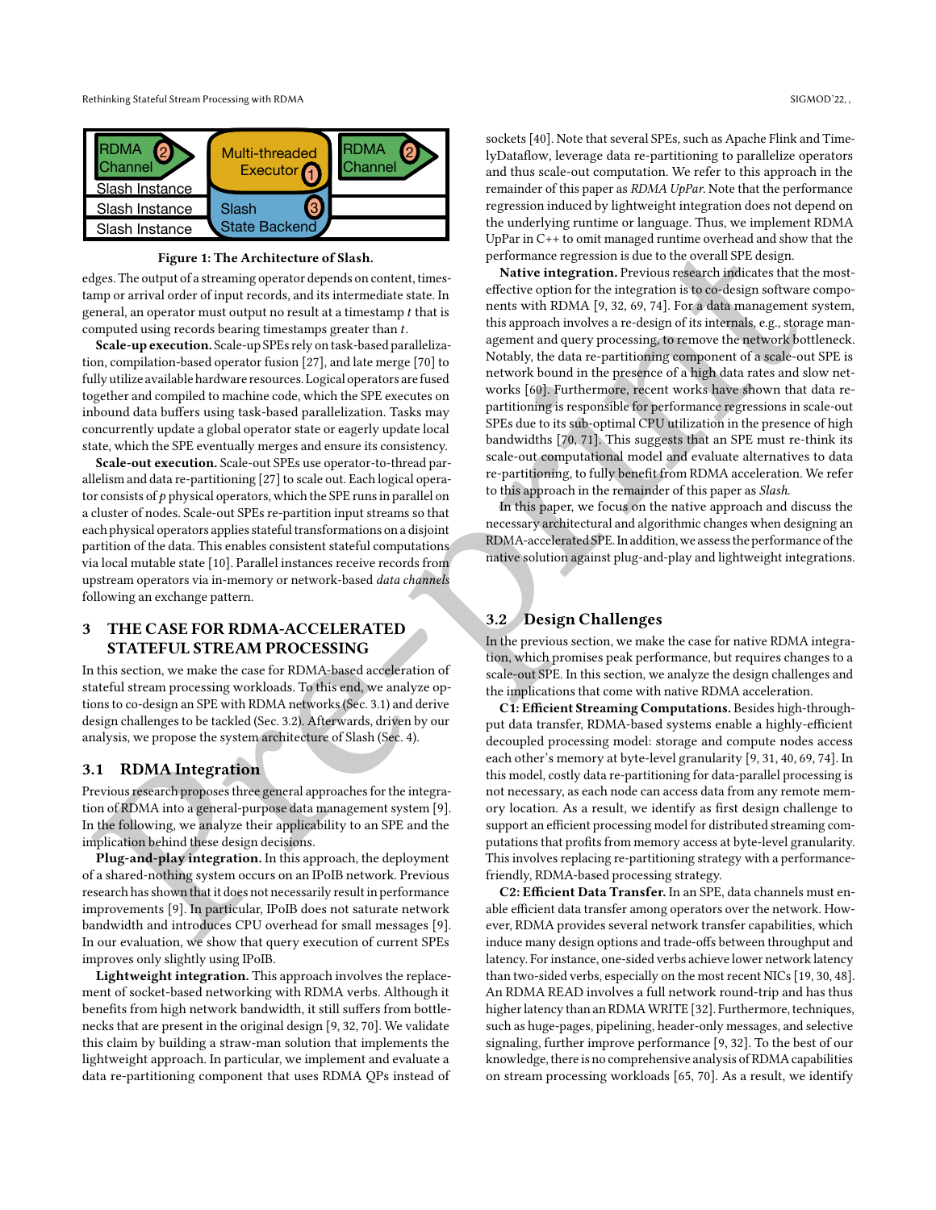Figure 1: The Architecture of Slash.

edges. The output of a streaming operator depends on content, timestamp or arrival order of input records, and its intermediate state. In general, an operator must output no result at a timestamp $t$ that is computed using records bearing timestamps greater than $t$.

**Scale-up execution.** Scale-up SPEs rely on task-based parallelization, compilation-based operator fusion [27], and late merge [70] to fully utilize available hardware resources. Logical operators are fused together and compiled to machine code, which the SPE executes on inbound data buffers using task-based parallelization. Tasks may concurrently update a global operator state or eagerly update local state, which the SPE eventually merges and ensure its consistency.

**Scale-out execution.** Scale-out SPEs use operator-to-thread parallelism and data re-partitioning [27] to scale out. Each logical operator consists of $p$ physical operators, which the SPE runs in parallel on a cluster of nodes. Scale-out SPEs re-partition input streams so that each physical operators applies stateful transformations on a disjoint partition of the data. This enables consistent stateful computations via local mutable state [10]. Parallel instances receive records from upstream operators via in-memory or network-based *data channels* following an exchange pattern.

## 3 THE CASE FOR RDMA-ACCELERATED STATEFUL STREAM PROCESSING

In this section, we make the case for RDMA-based acceleration of stateful stream processing workloads. To this end, we analyze options to co-design an SPE with RDMA networks (Sec. 3.1) and derive design challenges to be tackled (Sec. 3.2). Afterwards, driven by our analysis, we propose the system architecture of Slash (Sec. 4).

### 3.1 RDMA Integration

Previous research proposes three general approaches for the integration of RDMA into a general-purpose data management system [9]. In the following, we analyze their applicability to an SPE and the implication behind these design decisions.

**Plug-and-play integration.** In this approach, the deployment of a shared-nothing system occurs on an IPoIB network. Previous research has shown that it does not necessarily result in performance improvements [9]. In particular, IPoIB does not saturate network bandwidth and introduces CPU overhead for small messages [9]. In our evaluation, we show that query execution of current SPEs improves only slightly using IPoIB.

**Lightweight integration.** This approach involves the replacement of socket-based networking with RDMA verbs. Although it benefits from high network bandwidth, it still suffers from bottlenecks that are present in the original design [9, 32, 70]. We validate this claim by building a straw-man solution that implements the lightweight approach. In particular, we implement and evaluate a data re-partitioning component that uses RDMA QPs instead of sockets [40]. Note that several SPEs, such as Apache Flink and TimelyDataflow, leverage data re-partitioning to parallelize operators and thus scale-out computation. We refer to this approach in the remainder of this paper as *RDMA UpPar*. Note that the performance regression induced by lightweight integration does not depend on the underlying runtime or language. Thus, we implement RDMA UpPar in C++ to omit managed runtime overhead and show that the performance regression is due to the overall SPE design.

**Native integration.** Previous research indicates that the most-effective option for the integration is to co-design software components with RDMA [9, 32, 69, 74]. For a data management system, this approach involves a re-design of its internals, e.g., storage management and query processing, to remove the network bottleneck. Notably, the data re-partitioning component of a scale-out SPE is network bound in the presence of a high data rates and slow networks [60]. Furthermore, recent works have shown that data re-partitioning is responsible for performance regressions in scale-out SPEs due to its sub-optimal CPU utilization in the presence of high bandwidths [70, 71]. This suggests that an SPE must re-think its scale-out computational model and evaluate alternatives to data re-partitioning, to fully benefit from RDMA acceleration. We refer to this approach in the remainder of this paper as *Slash*.

In this paper, we focus on the native approach and discuss the necessary architectural and algorithmic changes when designing an RDMA-accelerated SPE. In addition, we assess the performance of the native solution against plug-and-play and lightweight integrations.

### 3.2 Design Challenges

In the previous section, we make the case for native RDMA integration, which promises peak performance, but requires changes to a scale-out SPE. In this section, we analyze the design challenges and the implications that come with native RDMA acceleration.

**C1: Efficient Streaming Computations.** Besides high-throughput data transfer, RDMA-based systems enable a highly-efficient decoupled processing model: storage and compute nodes access each other's memory at byte-level granularity [9, 31, 40, 69, 74]. In this model, costly data re-partitioning for data-parallel processing is not necessary, as each node can access data from any remote memory location. As a result, we identify as first design challenge to support an efficient processing model for distributed streaming computations that profits from memory access at byte-level granularity. This involves replacing re-partitioning strategy with a performance-friendly, RDMA-based processing strategy.

**C2: Efficient Data Transfer.** In an SPE, data channels must enable efficient data transfer among operators over the network. However, RDMA provides several network transfer capabilities, which induce many design options and trade-offs between throughput and latency. For instance, one-sided verbs achieve lower network latency than two-sided verbs, especially on the most recent NICs [19, 30, 48]. An RDMA READ involves a full network round-trip and has thus higher latency than an RDMA WRITE [32]. Furthermore, techniques, such as huge-pages, pipelining, header-only messages, and selective signaling, further improve performance [9, 32]. To the best of our knowledge, there is no comprehensive analysis of RDMA capabilities on stream processing workloads [65, 70]. As a result, we identify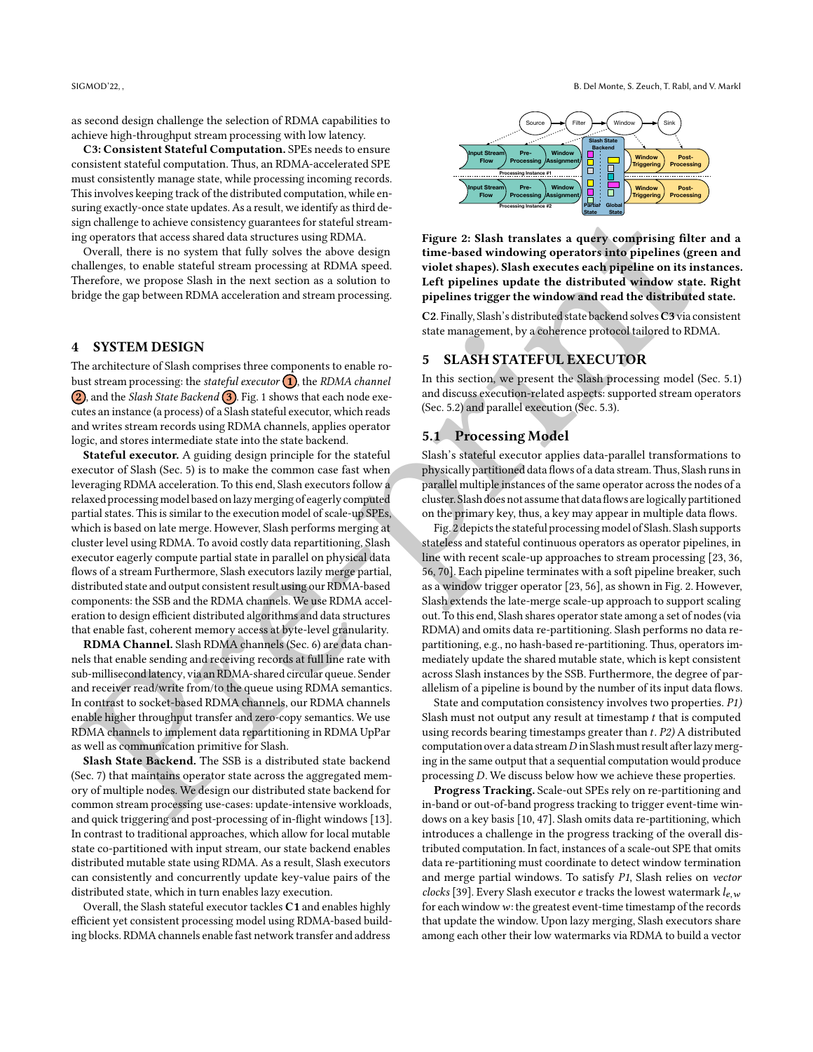as second design challenge the selection of RDMA capabilities to achieve high-throughput stream processing with low latency.

**C3: Consistent Stateful Computation.** SPEs needs to ensure consistent stateful computation. Thus, an RDMA-accelerated SPE must consistently manage state, while processing incoming records. This involves keeping track of the distributed computation, while ensuring exactly-once state updates. As a result, we identify as third design challenge to achieve consistency guarantees for stateful streaming operators that access shared data structures using RDMA.

Overall, there is no system that fully solves the above design challenges, to enable stateful stream processing at RDMA speed. Therefore, we propose Slash in the next section as a solution to bridge the gap between RDMA acceleration and stream processing.

## 4 SYSTEM DESIGN

The architecture of Slash comprises three components to enable robust stream processing: the *stateful executor* (1), the *RDMA channel* (2), and the *Slash State Backend* (3). Fig. 1 shows that each node executes an instance (a process) of a Slash stateful executor, which reads and writes stream records using RDMA channels, applies operator logic, and stores intermediate state into the state backend.

**Stateful executor.** A guiding design principle for the stateful executor of Slash (Sec. 5) is to make the common case fast when leveraging RDMA acceleration. To this end, Slash executors follow a relaxed processing model based on lazy merging of eagerly computed partial states. This is similar to the execution model of scale-up SPEs, which is based on late merge. However, Slash performs merging at cluster level using RDMA. To avoid costly data repartitioning, Slash executor eagerly compute partial state in parallel on physical data flows of a stream Furthermore, Slash executors lazily merge partial, distributed state and output consistent result using our RDMA-based components: the SSB and the RDMA channels. We use RDMA acceleration to design efficient distributed algorithms and data structures that enable fast, coherent memory access at byte-level granularity.

**RDMA Channel.** Slash RDMA channels (Sec. 6) are data channels that enable sending and receiving records at full line rate with sub-millisecond latency, via an RDMA-shared circular queue. Sender and receiver read/write from/to the queue using RDMA semantics. In contrast to socket-based RDMA channels, our RDMA channels enable higher throughput transfer and zero-copy semantics. We use RDMA channels to implement data repartitioning in RDMA UpPar as well as communication primitive for Slash.

**Slash State Backend.** The SSB is a distributed state backend (Sec. 7) that maintains operator state across the aggregated memory of multiple nodes. We design our distributed state backend for common stream processing use-cases: update-intensive workloads, and quick triggering and post-processing of in-flight windows [13]. In contrast to traditional approaches, which allow for local mutable state co-partitioned with input stream, our state backend enables distributed mutable state using RDMA. As a result, Slash executors can consistently and concurrently update key-value pairs of the distributed state, which in turn enables lazy execution.

Overall, the Slash stateful executor tackles **C1** and enables highly efficient yet consistent processing model using RDMA-based building blocks. RDMA channels enable fast network transfer and address **C2**. Finally, Slash's distributed state backend solves **C3** via consistent state management, by a coherence protocol tailored to RDMA.

**Figure 2: Slash translates a query comprising filter and a time-based windowing operators into pipelines (green and violet shapes). Slash executes each pipeline on its instances. Left pipelines update the distributed window state. Right pipelines trigger the window and read the distributed state.**

## 5 SLASH STATEFUL EXECUTOR

In this section, we present the Slash processing model (Sec. 5.1) and discuss execution-related aspects: supported stream operators (Sec. 5.2) and parallel execution (Sec. 5.3).

### 5.1 Processing Model

Slash's stateful executor applies data-parallel transformations to physically partitioned data flows of a data stream. Thus, Slash runs in parallel multiple instances of the same operator across the nodes of a cluster. Slash does not assume that data flows are logically partitioned on the primary key, thus, a key may appear in multiple data flows.

Fig. 2 depicts the stateful processing model of Slash. Slash supports stateless and stateful continuous operators as operator pipelines, in line with recent scale-up approaches to stream processing [23, 36, 56, 70]. Each pipeline terminates with a soft pipeline breaker, such as a window trigger operator [23, 56], as shown in Fig. 2. However, Slash extends the late-merge scale-up approach to support scaling out. To this end, Slash shares operator state among a set of nodes (via RDMA) and omits data re-partitioning. Slash performs no data re-partitioning, e.g., no hash-based re-partitioning. Thus, operators immediately update the shared mutable state, which is kept consistent across Slash instances by the SSB. Furthermore, the degree of parallelism of a pipeline is bound by the number of its input data flows.

State and computation consistency involves two properties. *P1)* Slash must not output any result at timestamp $t$ that is computed using records bearing timestamps greater than $t$. *P2)* A distributed computation over a data stream $D$ in Slash must result after lazy merging in the same output that a sequential computation would produce processing $D$. We discuss below how we achieve these properties.

**Progress Tracking.** Scale-out SPEs rely on re-partitioning and in-band or out-of-band progress tracking to trigger event-time windows on a key basis [10, 47]. Slash omits data re-partitioning, which introduces a challenge in the progress tracking of the overall distributed computation. In fact, instances of a scale-out SPE that omits data re-partitioning must coordinate to detect window termination and merge partial windows. To satisfy *P1*, Slash relies on *vector clocks* [39]. Every Slash executor $e$ tracks the lowest watermark $l_{e,w}$ for each window $w$: the greatest event-time timestamp of the records that update the window. Upon lazy merging, Slash executors share among each other their low watermarks via RDMA to build a vector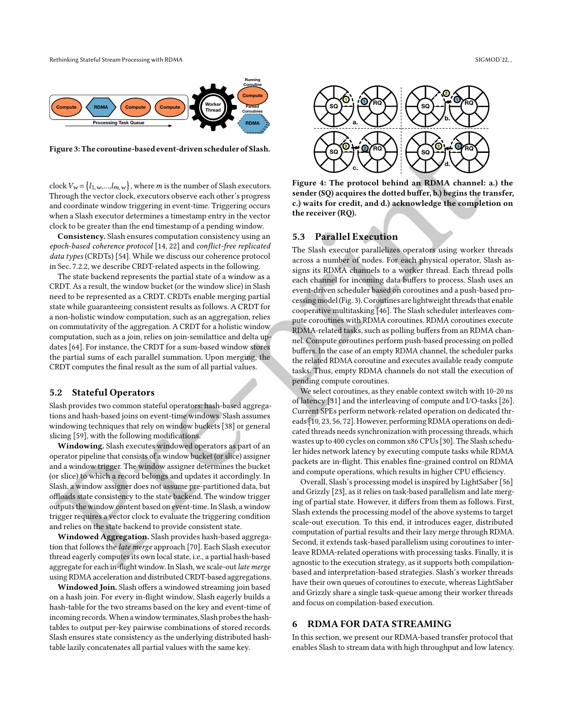Figure 3: The coroutine-based event-driven scheduler of Slash.

clock $V_w = \{l_{1,w}, \ldots, l_{m,w}\}$, where $m$ is the number of Slash executors. Through the vector clock, executors observe each other's progress and coordinate window triggering in event-time. Triggering occurs when a Slash executor determines a timestamp entry in the vector clock to be greater than the end timestamp of a pending window.

**Consistency.** Slash ensures computation consistency using an *epoch-based coherence protocol* [14, 22] and *conflict-free replicated data types* (CRDTs) [54]. While we discuss our coherence protocol in Sec. 7.2.2, we describe CRDT-related aspects in the following.

The state backend represents the partial state of a window as a CRDT. As a result, the window bucket (or the window slice) in Slash need to be represented as a CRDT. CRDTs enable merging partial state while guaranteeing consistent results as follows. A CRDT for a non-holistic window computation, such as an aggregation, relies on commutativity of the aggregation. A CRDT for a holistic window computation, such as a join, relies on join-semilattice and delta updates [64]. For instance, the CRDT for a sum-based window stores the partial sums of each parallel summation. Upon merging, the CRDT computes the final result as the sum of all partial values.

## 5.2 Stateful Operators

Slash provides two common stateful operators: hash-based aggregations and hash-based joins on event-time windows. Slash assumes windowing techniques that rely on window buckets [38] or general slicing [59], with the following modifications.

**Windowing.** Slash executes windowed operators as part of an operator pipeline that consists of a window bucket (or slice) assigner and a window trigger. The window assigner determines the bucket (or slice) to which a record belongs and updates it accordingly. In Slash, a window assigner does not assume pre-partitioned data, but offloads state consistency to the state backend. The window trigger outputs the window content based on event-time. In Slash, a window trigger requires a vector clock to evaluate the triggering condition and relies on the state backend to provide consistent state.

**Windowed Aggregation.** Slash provides hash-based aggregation that follows the *late merge* approach [70]. Each Slash executor thread eagerly computes its own local state, i.e., a partial hash-based aggregate for each in-flight window. In Slash, we scale-out *late merge* using RDMA acceleration and distributed CRDT-based aggregations.

**Windowed Join.** Slash offers a windowed streaming join based on a hash join. For every in-flight window, Slash eagerly builds a hash-table for the two streams based on the key and event-time of incoming records. When a window terminates, Slash probes the hash-tables to output per-key pairwise combinations of stored records. Slash ensures state consistency as the underlying distributed hash-table lazily concatenates all partial values with the same key.

Figure 4: The protocol behind an RDMA channel: a.) the sender (SQ) acquires the dotted buffer, b.) begins the transfer, c.) waits for credit, and d.) acknowledge the completion on the receiver (RQ).

## 5.3 Parallel Execution

The Slash executor parallelizes operators using worker threads across a number of nodes. For each physical operator, Slash assigns its RDMA channels to a worker thread. Each thread polls each channel for incoming data buffers to process. Slash uses an event-driven scheduler based on coroutines and a push-based processing model (Fig. 3). Coroutines are lightweight threads that enable cooperative multitasking [46]. The Slash scheduler interleaves compute coroutines with RDMA coroutines. RDMA coroutines execute RDMA-related tasks, such as polling buffers from an RDMA channel. Compute coroutines perform push-based processing on polled buffers. In the case of an empty RDMA channel, the scheduler parks the related RDMA coroutine and executes available ready compute tasks. Thus, empty RDMA channels do not stall the execution of pending compute coroutines.

We select coroutines, as they enable context switch with 10-20 ns of latency [31] and the interleaving of compute and I/O-tasks [26]. Current SPEs perform network-related operation on dedicated threads [10, 23, 56, 72]. However, performing RDMA operations on dedicated threads needs synchronization with processing threads, which wastes up to 400 cycles on common x86 CPUs [30]. The Slash scheduler hides network latency by executing compute tasks while RDMA packets are in-flight. This enables fine-grained control on RDMA and compute operations, which results in higher CPU efficiency.

Overall, Slash's processing model is inspired by LightSaber [56] and Grizzly [23], as it relies on task-based parallelism and late merging of partial state. However, it differs from them as follows. First, Slash extends the processing model of the above systems to target scale-out execution. To this end, it introduces eager, distributed computation of partial results and their lazy merge through RDMA. Second, it extends task-based parallelism using coroutines to interleave RDMA-related operations with processing tasks. Finally, it is agnostic to the execution strategy, as it supports both compilation-based and interpretation-based strategies. Slash's worker threads have their own queues of coroutines to execute, whereas LightSaber and Grizzly share a single task-queue among their worker threads and focus on compilation-based execution.

# 6 RDMA FOR DATA STREAMING

In this section, we present our RDMA-based transfer protocol that enables Slash to stream data with high throughput and low latency.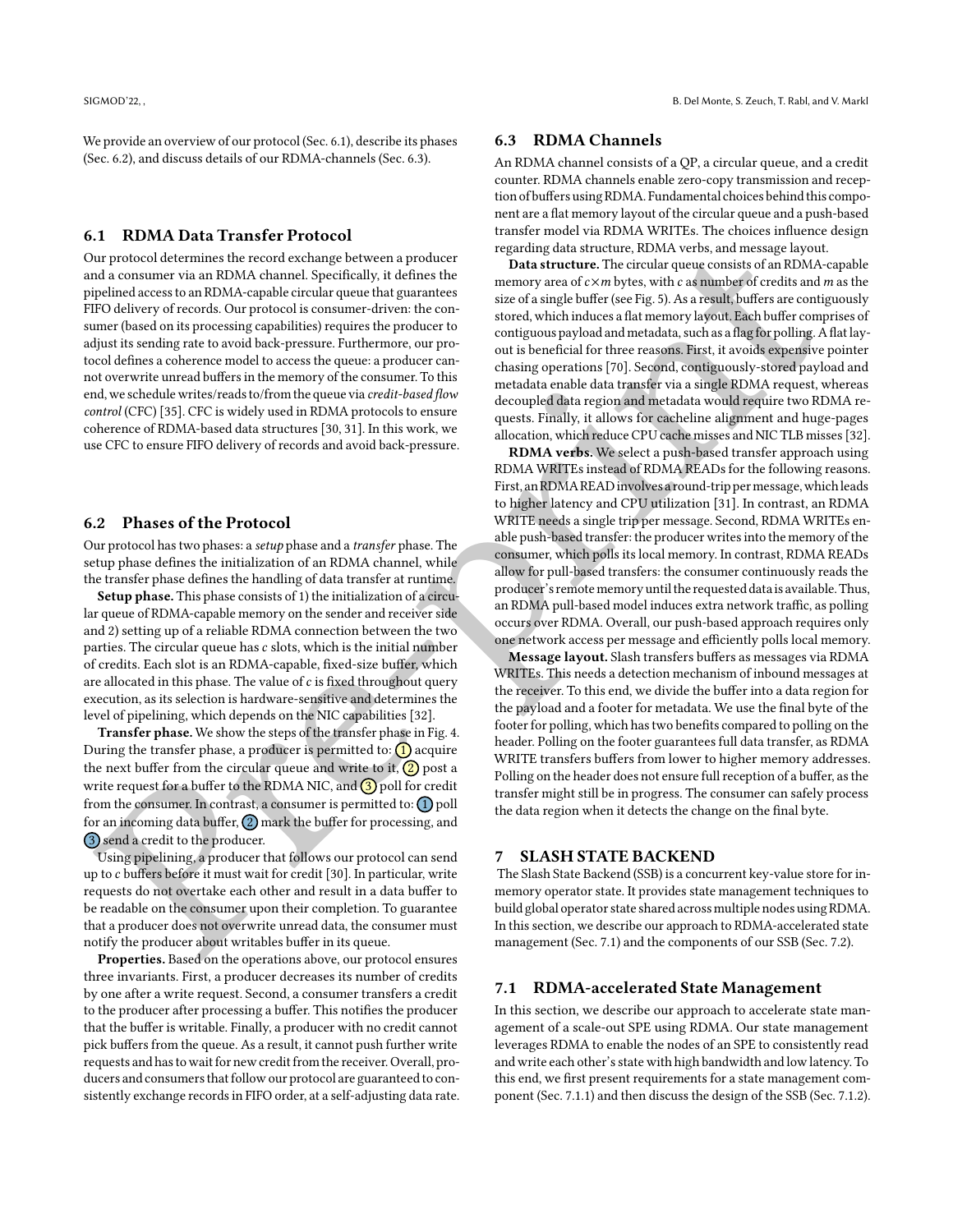We provide an overview of our protocol (Sec. 6.1), describe its phases (Sec. 6.2), and discuss details of our RDMA-channels (Sec. 6.3).

### 6.1 RDMA Data Transfer Protocol

Our protocol determines the record exchange between a producer and a consumer via an RDMA channel. Specifically, it defines the pipelined access to an RDMA-capable circular queue that guarantees FIFO delivery of records. Our protocol is consumer-driven: the consumer (based on its processing capabilities) requires the producer to adjust its sending rate to avoid back-pressure. Furthermore, our protocol defines a coherence model to access the queue: a producer cannot overwrite unread buffers in the memory of the consumer. To this end, we schedule writes/reads to/from the queue via *credit-based flow control* (CFC) [35]. CFC is widely used in RDMA protocols to ensure coherence of RDMA-based data structures [30, 31]. In this work, we use CFC to ensure FIFO delivery of records and avoid back-pressure.

### 6.2 Phases of the Protocol

Our protocol has two phases: a *setup* phase and a *transfer* phase. The setup phase defines the initialization of an RDMA channel, while the transfer phase defines the handling of data transfer at runtime.

**Setup phase.** This phase consists of 1) the initialization of a circular queue of RDMA-capable memory on the sender and receiver side and 2) setting up of a reliable RDMA connection between the two parties. The circular queue has $c$ slots, which is the initial number of credits. Each slot is an RDMA-capable, fixed-size buffer, which are allocated in this phase. The value of $c$ is fixed throughout query execution, as its selection is hardware-sensitive and determines the level of pipelining, which depends on the NIC capabilities [32].

**Transfer phase.** We show the steps of the transfer phase in Fig. 4. During the transfer phase, a producer is permitted to: (1) acquire the next buffer from the circular queue and write to it, (2) post a write request for a buffer to the RDMA NIC, and (3) poll for credit from the consumer. In contrast, a consumer is permitted to: (1) poll for an incoming data buffer, (2) mark the buffer for processing, and (3) send a credit to the producer.

Using pipelining, a producer that follows our protocol can send up to $c$ buffers before it must wait for credit [30]. In particular, write requests do not overtake each other and result in a data buffer to be readable on the consumer upon their completion. To guarantee that a producer does not overwrite unread data, the consumer must notify the producer about writables buffer in its queue.

**Properties.** Based on the operations above, our protocol ensures three invariants. First, a producer decreases its number of credits by one after a write request. Second, a consumer transfers a credit to the producer after processing a buffer. This notifies the producer that the buffer is writable. Finally, a producer with no credit cannot pick buffers from the queue. As a result, it cannot push further write requests and has to wait for new credit from the receiver. Overall, producers and consumers that follow our protocol are guaranteed to consistently exchange records in FIFO order, at a self-adjusting data rate.

### 6.3 RDMA Channels

An RDMA channel consists of a QP, a circular queue, and a credit counter. RDMA channels enable zero-copy transmission and reception of buffers using RDMA. Fundamental choices behind this component are a flat memory layout of the circular queue and a push-based transfer model via RDMA WRITEs. The choices influence design regarding data structure, RDMA verbs, and message layout.

**Data structure.** The circular queue consists of an RDMA-capable memory area of $c \times m$ bytes, with $c$ as number of credits and $m$ as the size of a single buffer (see Fig. 5). As a result, buffers are contiguously stored, which induces a flat memory layout. Each buffer comprises of contiguous payload and metadata, such as a flag for polling. A flat layout is beneficial for three reasons. First, it avoids expensive pointer chasing operations [70]. Second, contiguously-stored payload and metadata enable data transfer via a single RDMA request, whereas decoupled data region and metadata would require two RDMA requests. Finally, it allows for cacheline alignment and huge-pages allocation, which reduce CPU cache misses and NIC TLB misses [32].

**RDMA verbs.** We select a push-based transfer approach using RDMA WRITEs instead of RDMA READs for the following reasons. First, an RDMA READ involves a round-trip per message, which leads to higher latency and CPU utilization [31]. In contrast, an RDMA WRITE needs a single trip per message. Second, RDMA WRITEs enable push-based transfer: the producer writes into the memory of the consumer, which polls its local memory. In contrast, RDMA READs allow for pull-based transfers: the consumer continuously reads the producer's remote memory until the requested data is available. Thus, an RDMA pull-based model induces extra network traffic, as polling occurs over RDMA. Overall, our push-based approach requires only one network access per message and efficiently polls local memory.

**Message layout.** Slash transfers buffers as messages via RDMA WRITEs. This needs a detection mechanism of inbound messages at the receiver. To this end, we divide the buffer into a data region for the payload and a footer for metadata. We use the final byte of the footer for polling, which has two benefits compared to polling on the header. Polling on the footer guarantees full data transfer, as RDMA WRITE transfers buffers from lower to higher memory addresses. Polling on the header does not ensure full reception of a buffer, as the transfer might still be in progress. The consumer can safely process the data region when it detects the change on the final byte.

## 7 SLASH STATE BACKEND

The Slash State Backend (SSB) is a concurrent key-value store for in-memory operator state. It provides state management techniques to build global operator state shared across multiple nodes using RDMA. In this section, we describe our approach to RDMA-accelerated state management (Sec. 7.1) and the components of our SSB (Sec. 7.2).

### 7.1 RDMA-accelerated State Management

In this section, we describe our approach to accelerate state management of a scale-out SPE using RDMA. Our state management leverages RDMA to enable the nodes of an SPE to consistently read and write each other's state with high bandwidth and low latency. To this end, we first present requirements for a state management component (Sec. 7.1.1) and then discuss the design of the SSB (Sec. 7.1.2).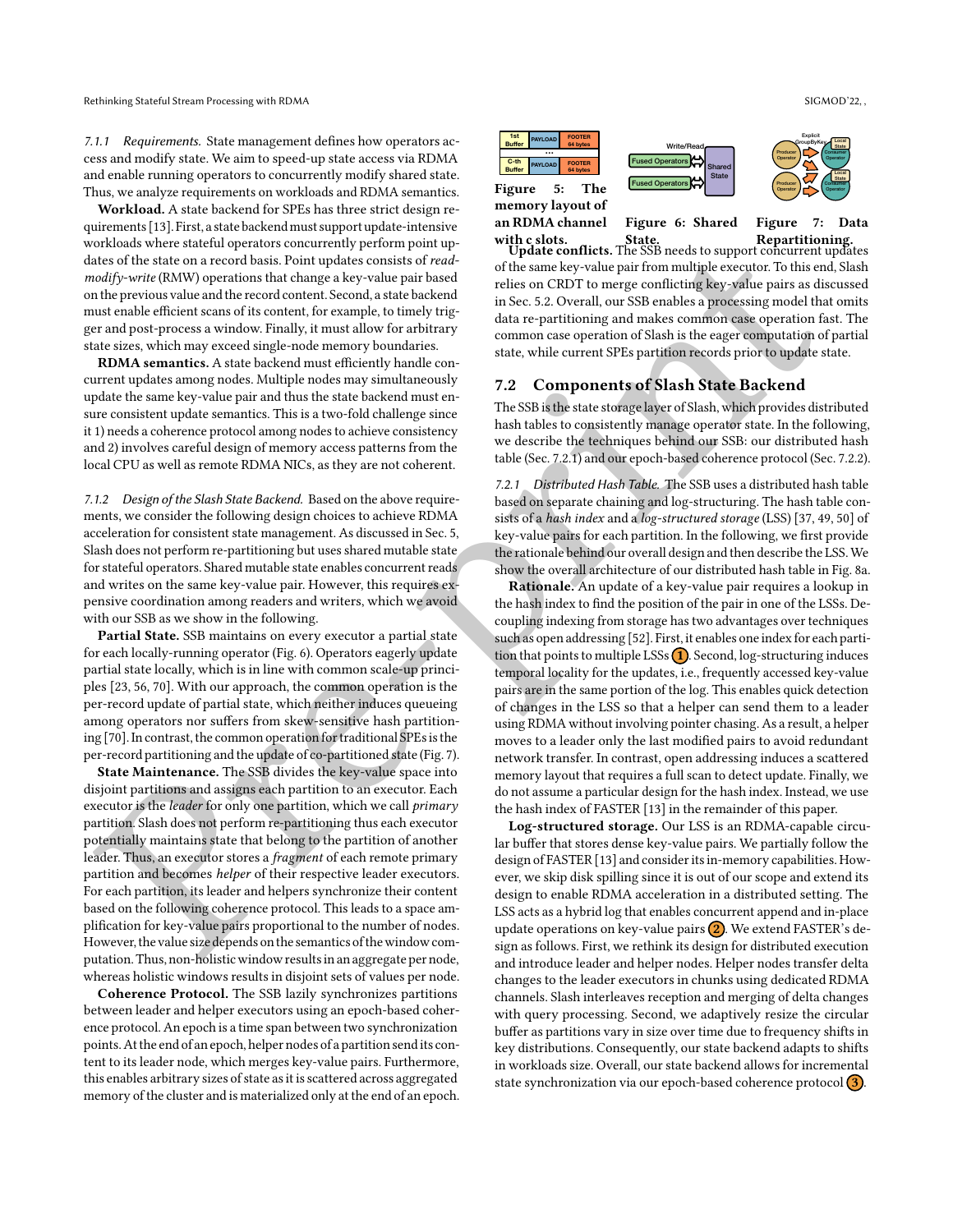*7.1.1 Requirements.* State management defines how operators access and modify state. We aim to speed-up state access via RDMA and enable running operators to concurrently modify shared state. Thus, we analyze requirements on workloads and RDMA semantics.

**Workload.** A state backend for SPEs has three strict design requirements [13]. First, a state backend must support update-intensive workloads where stateful operators concurrently perform point updates of the state on a record basis. Point updates consists of *read-modify-write* (RMW) operations that change a key-value pair based on the previous value and the record content. Second, a state backend must enable efficient scans of its content, for example, to timely trigger and post-process a window. Finally, it must allow for arbitrary state sizes, which may exceed single-node memory boundaries.

**RDMA semantics.** A state backend must efficiently handle concurrent updates among nodes. Multiple nodes may simultaneously update the same key-value pair and thus the state backend must ensure consistent update semantics. This is a two-fold challenge since it 1) needs a coherence protocol among nodes to achieve consistency and 2) involves careful design of memory access patterns from the local CPU as well as remote RDMA NICs, as they are not coherent.

*7.1.2 Design of the Slash State Backend.* Based on the above requirements, we consider the following design choices to achieve RDMA acceleration for consistent state management. As discussed in Sec. 5, Slash does not perform re-partitioning but uses shared mutable state for stateful operators. Shared mutable state enables concurrent reads and writes on the same key-value pair. However, this requires expensive coordination among readers and writers, which we avoid with our SSB as we show in the following.

**Partial State.** SSB maintains on every executor a partial state for each locally-running operator (Fig. 6). Operators eagerly update partial state locally, which is in line with common scale-up principles [23, 56, 70]. With our approach, the common operation is the per-record update of partial state, which neither induces queueing among operators nor suffers from skew-sensitive hash partitioning [70]. In contrast, the common operation for traditional SPEs is the per-record partitioning and the update of co-partitioned state (Fig. 7).

**State Maintenance.** The SSB divides the key-value space into disjoint partitions and assigns each partition to an executor. Each executor is the *leader* for only one partition, which we call *primary* partition. Slash does not perform re-partitioning thus each executor potentially maintains state that belong to the partition of another leader. Thus, an executor stores a *fragment* of each remote primary partition and becomes *helper* of their respective leader executors. For each partition, its leader and helpers synchronize their content based on the following coherence protocol. This leads to a space amplification for key-value pairs proportional to the number of nodes. However, the value size depends on the semantics of the window computation. Thus, non-holistic window results in an aggregate per node, whereas holistic windows results in disjoint sets of values per node.

**Coherence Protocol.** The SSB lazily synchronizes partitions between leader and helper executors using an epoch-based coherence protocol. An epoch is a time span between two synchronization points. At the end of an epoch, helper nodes of a partition send its content to its leader node, which merges key-value pairs. Furthermore, this enables arbitrary sizes of state as it is scattered across aggregated memory of the cluster and is materialized only at the end of an epoch.

| 1st Buffer | PAYLOAD | FOOTER 64 bytes |
| --- | --- | --- |
| ... | | |
| C-th Buffer | PAYLOAD | FOOTER 64 bytes |

**Figure 5: The memory layout of an RDMA channel with c slots.**

**Figure 6: Shared State.**

**Figure 7: Data Repartitioning.**

**Update conflicts.** The SSB needs to support concurrent updates of the same key-value pair from multiple executor. To this end, Slash relies on CRDT to merge conflicting key-value pairs as discussed in Sec. 5.2. Overall, our SSB enables a processing model that omits data re-partitioning and makes common case operation fast. The common case operation of Slash is the eager computation of partial state, while current SPEs partition records prior to update state.

## 7.2 Components of Slash State Backend

The SSB is the state storage layer of Slash, which provides distributed hash tables to consistently manage operator state. In the following, we describe the techniques behind our SSB: our distributed hash table (Sec. 7.2.1) and our epoch-based coherence protocol (Sec. 7.2.2).

*7.2.1 Distributed Hash Table.* The SSB uses a distributed hash table based on separate chaining and log-structuring. The hash table consists of a *hash index* and a *log-structured storage* (LSS) [37, 49, 50] of key-value pairs for each partition. In the following, we first provide the rationale behind our overall design and then describe the LSS. We show the overall architecture of our distributed hash table in Fig. 8a.

**Rationale.** An update of a key-value pair requires a lookup in the hash index to find the position of the pair in one of the LSSs. Decoupling indexing from storage has two advantages over techniques such as open addressing [52]. First, it enables one index for each partition that points to multiple LSSs (1). Second, log-structuring induces temporal locality for the updates, i.e., frequently accessed key-value pairs are in the same portion of the log. This enables quick detection of changes in the LSS so that a helper can send them to a leader using RDMA without involving pointer chasing. As a result, a helper moves to a leader only the last modified pairs to avoid redundant network transfer. In contrast, open addressing induces a scattered memory layout that requires a full scan to detect update. Finally, we do not assume a particular design for the hash index. Instead, we use the hash index of FASTER [13] in the remainder of this paper.

**Log-structured storage.** Our LSS is an RDMA-capable circular buffer that stores dense key-value pairs. We partially follow the design of FASTER [13] and consider its in-memory capabilities. However, we skip disk spilling since it is out of our scope and extend its design to enable RDMA acceleration in a distributed setting. The LSS acts as a hybrid log that enables concurrent append and in-place update operations on key-value pairs (2). We extend FASTER's design as follows. First, we rethink its design for distributed execution and introduce leader and helper nodes. Helper nodes transfer delta changes to the leader executors in chunks using dedicated RDMA channels. Slash interleaves reception and merging of delta changes with query processing. Second, we adaptively resize the circular buffer as partitions vary in size over time due to frequency shifts in key distributions. Consequently, our state backend adapts to shifts in workloads size. Overall, our state backend allows for incremental state synchronization via our epoch-based coherence protocol (3).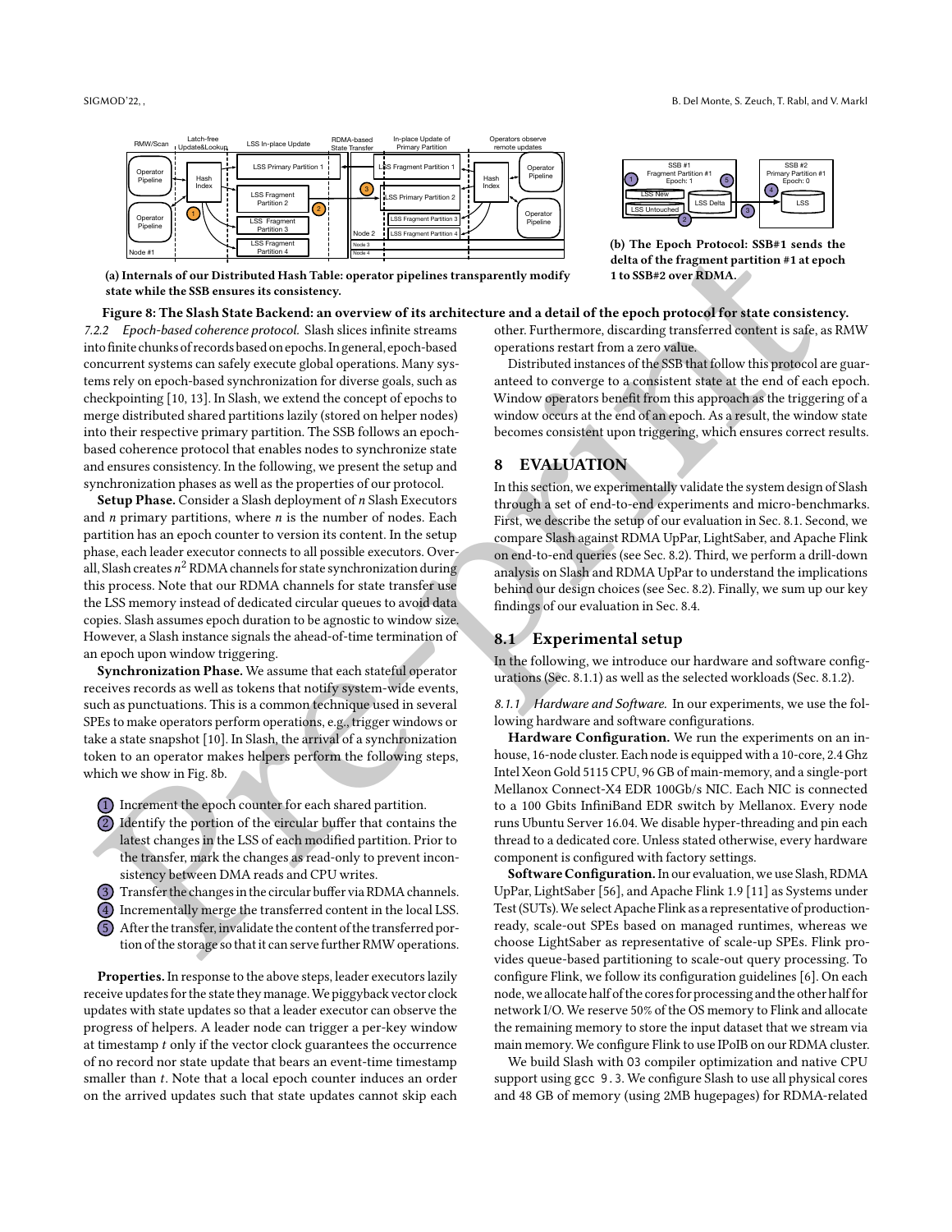(a) Internals of our Distributed Hash Table: operator pipelines transparently modify state while the SSB ensures its consistency.

(b) The Epoch Protocol: SSB#1 sends the delta of the fragment partition #1 at epoch 1 to SSB#2 over RDMA.

**Figure 8: The Slash State Backend: an overview of its architecture and a detail of the epoch protocol for state consistency.**

#### 7.2.2 Epoch-based coherence protocol.

Slash slices infinite streams into finite chunks of records based on epochs. In general, epoch-based concurrent systems can safely execute global operations. Many systems rely on epoch-based synchronization for diverse goals, such as checkpointing [10, 13]. In Slash, we extend the concept of epochs to merge distributed shared partitions lazily (stored on helper nodes) into their respective primary partition. The SSB follows an epoch-based coherence protocol that enables nodes to synchronize state and ensures consistency. In the following, we present the setup and synchronization phases as well as the properties of our protocol.

**Setup Phase.** Consider a Slash deployment of $n$ Slash Executors and $n$ primary partitions, where $n$ is the number of nodes. Each partition has an epoch counter to version its content. In the setup phase, each leader executor connects to all possible executors. Overall, Slash creates $n^2$ RDMA channels for state synchronization during this process. Note that our RDMA channels for state transfer use the LSS memory instead of dedicated circular queues to avoid data copies. Slash assumes epoch duration to be agnostic to window size. However, a Slash instance signals the ahead-of-time termination of an epoch upon window triggering.

**Synchronization Phase.** We assume that each stateful operator receives records as well as tokens that notify system-wide events, such as punctuations. This is a common technique used in several SPEs to make operators perform operations, e.g., trigger windows or take a state snapshot [10]. In Slash, the arrival of a synchronization token to an operator makes helpers perform the following steps, which we show in Fig. 8b.

1. Increment the epoch counter for each shared partition.
2. Identify the portion of the circular buffer that contains the latest changes in the LSS of each modified partition. Prior to the transfer, mark the changes as read-only to prevent inconsistency between DMA reads and CPU writes.
3. Transfer the changes in the circular buffer via RDMA channels.
4. Incrementally merge the transferred content in the local LSS.
5. After the transfer, invalidate the content of the transferred portion of the storage so that it can serve further RMW operations.

**Properties.** In response to the above steps, leader executors lazily receive updates for the state they manage. We piggyback vector clock updates with state updates so that a leader executor can observe the progress of helpers. A leader node can trigger a per-key window at timestamp $t$ only if the vector clock guarantees the occurrence of no record nor state update that bears an event-time timestamp smaller than $t$. Note that a local epoch counter induces an order on the arrived updates such that state updates cannot skip each other. Furthermore, discarding transferred content is safe, as RMW operations restart from a zero value.

Distributed instances of the SSB that follow this protocol are guaranteed to converge to a consistent state at the end of each epoch. Window operators benefit from this approach as the triggering of a window occurs at the end of an epoch. As a result, the window state becomes consistent upon triggering, which ensures correct results.

# 8 EVALUATION

In this section, we experimentally validate the system design of Slash through a set of end-to-end experiments and micro-benchmarks. First, we describe the setup of our evaluation in Sec. 8.1. Second, we compare Slash against RDMA UpPar, LightSaber, and Apache Flink on end-to-end queries (see Sec. 8.2). Third, we perform a drill-down analysis on Slash and RDMA UpPar to understand the implications behind our design choices (see Sec. 8.2). Finally, we sum up our key findings of our evaluation in Sec. 8.4.

## 8.1 Experimental setup

In the following, we introduce our hardware and software configurations (Sec. 8.1.1) as well as the selected workloads (Sec. 8.1.2).

#### 8.1.1 Hardware and Software.

In our experiments, we use the following hardware and software configurations.

**Hardware Configuration.** We run the experiments on an in-house, 16-node cluster. Each node is equipped with a 10-core, 2.4 Ghz Intel Xeon Gold 5115 CPU, 96 GB of main-memory, and a single-port Mellanox Connect-X4 EDR 100Gb/s NIC. Each NIC is connected to a 100 Gbits InfiniBand EDR switch by Mellanox. Every node runs Ubuntu Server 16.04. We disable hyper-threading and pin each thread to a dedicated core. Unless stated otherwise, every hardware component is configured with factory settings.

**Software Configuration.** In our evaluation, we use Slash, RDMA UpPar, LightSaber [56], and Apache Flink 1.9 [11] as Systems under Test (SUTs). We select Apache Flink as a representative of production-ready, scale-out SPEs based on managed runtimes, whereas we choose LightSaber as representative of scale-up SPEs. Flink provides queue-based partitioning to scale-out query processing. To configure Flink, we follow its configuration guidelines [6]. On each node, we allocate half of the cores for processing and the other half for network I/O. We reserve 50% of the OS memory to Flink and allocate the remaining memory to store the input dataset that we stream via main memory. We configure Flink to use IPoIB on our RDMA cluster.

We build Slash with `O3` compiler optimization and native CPU support using `gcc 9.3`. We configure Slash to use all physical cores and 48 GB of memory (using 2MB hugepages) for RDMA-related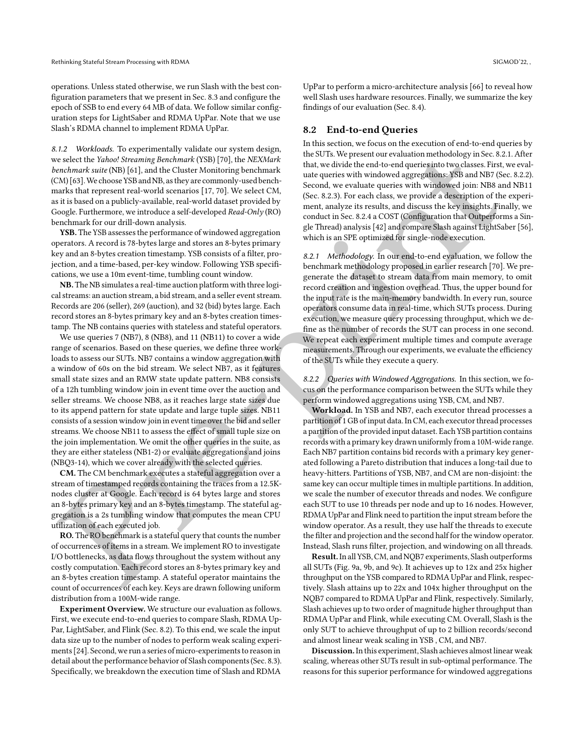operations. Unless stated otherwise, we run Slash with the best configuration parameters that we present in Sec. 8.3 and configure the epoch of SSB to end every 64 MB of data. We follow similar configuration steps for LightSaber and RDMA UpPar. Note that we use Slash's RDMA channel to implement RDMA UpPar.

*8.1.2 Workloads.* To experimentally validate our system design, we select the *Yahoo! Streaming Benchmark* (YSB) [70], the *NEXMark benchmark suite* (NB) [61], and the Cluster Monitoring benchmark (CM) [63]. We choose YSB and NB, as they are commonly-used benchmarks that represent real-world scenarios [17, 70]. We select CM, as it is based on a publicly-available, real-world dataset provided by Google. Furthermore, we introduce a self-developed *Read-Only* (RO) benchmark for our drill-down analysis.

**YSB.** The YSB assesses the performance of windowed aggregation operators. A record is 78-bytes large and stores an 8-bytes primary key and an 8-bytes creation timestamp. YSB consists of a filter, projection, and a time-based, per-key window. Following YSB specifications, we use a 10m event-time, tumbling count window.

**NB.** The NB simulates a real-time auction platform with three logical streams: an auction stream, a bid stream, and a seller event stream. Records are 206 (seller), 269 (auction), and 32 (bid) bytes large. Each record stores an 8-bytes primary key and an 8-bytes creation timestamp. The NB contains queries with stateless and stateful operators.

We use queries 7 (NB7), 8 (NB8), and 11 (NB11) to cover a wide range of scenarios. Based on these queries, we define three workloads to assess our SUTs. NB7 contains a window aggregation with a window of 60s on the bid stream. We select NB7, as it features small state sizes and an RMW state update pattern. NB8 consists of a 12h tumbling window join in event time over the auction and seller streams. We choose NB8, as it reaches large state sizes due to its append pattern for state update and large tuple sizes. NB11 consists of a session window join in event time over the bid and seller streams. We choose NB11 to assess the effect of small tuple size on the join implementation. We omit the other queries in the suite, as they are either stateless (NB1-2) or evaluate aggregations and joins (NBQ3-14), which we cover already with the selected queries.

**CM.** The CM benchmark executes a stateful aggregation over a stream of timestamped records containing the traces from a 12.5K-nodes cluster at Google. Each record is 64 bytes large and stores an 8-bytes primary key and an 8-bytes timestamp. The stateful aggregation is a 2s tumbling window that computes the mean CPU utilization of each executed job.

**RO.** The RO benchmark is a stateful query that counts the number of occurrences of items in a stream. We implement RO to investigate I/O bottlenecks, as data flows throughout the system without any costly computation. Each record stores an 8-bytes primary key and an 8-bytes creation timestamp. A stateful operator maintains the count of occurrences of each key. Keys are drawn following uniform distribution from a 100M-wide range.

**Experiment Overview.** We structure our evaluation as follows. First, we execute end-to-end queries to compare Slash, RDMA UpPar, LightSaber, and Flink (Sec. 8.2). To this end, we scale the input data size up to the number of nodes to perform weak scaling experiments [24]. Second, we run a series of micro-experiments to reason in detail about the performance behavior of Slash components (Sec. 8.3). Specifically, we breakdown the execution time of Slash and RDMA UpPar to perform a micro-architecture analysis [66] to reveal how well Slash uses hardware resources. Finally, we summarize the key findings of our evaluation (Sec. 8.4).

## 8.2 End-to-end Queries

In this section, we focus on the execution of end-to-end queries by the SUTs. We present our evaluation methodology in Sec. 8.2.1. After that, we divide the end-to-end queries into two classes. First, we evaluate queries with windowed aggregations: YSB and NB7 (Sec. 8.2.2). Second, we evaluate queries with windowed join: NB8 and NB11 (Sec. 8.2.3). For each class, we provide a description of the experiment, analyze its results, and discuss the key insights. Finally, we conduct in Sec. 8.2.4 a COST (Configuration that Outperforms a Single Thread) analysis [42] and compare Slash against LightSaber [56], which is an SPE optimized for single-node execution.

*8.2.1 Methodology.* In our end-to-end evaluation, we follow the benchmark methodology proposed in earlier research [70]. We pregenerate the dataset to stream data from main memory, to omit record creation and ingestion overhead. Thus, the upper bound for the input rate is the main-memory bandwidth. In every run, source operators consume data in real-time, which SUTs process. During execution, we measure query processing throughput, which we define as the number of records the SUT can process in one second. We repeat each experiment multiple times and compute average measurements. Through our experiments, we evaluate the efficiency of the SUTs while they execute a query.

*8.2.2 Queries with Windowed Aggregations.* In this section, we focus on the performance comparison between the SUTs while they perform windowed aggregations using YSB, CM, and NB7.

**Workload.** In YSB and NB7, each executor thread processes a partition of 1 GB of input data. In CM, each executor thread processes a partition of the provided input dataset. Each YSB partition contains records with a primary key drawn uniformly from a 10M-wide range. Each NB7 partition contains bid records with a primary key generated following a Pareto distribution that induces a long-tail due to heavy-hitters. Partitions of YSB, NB7, and CM are non-disjoint: the same key can occur multiple times in multiple partitions. In addition, we scale the number of executor threads and nodes. We configure each SUT to use 10 threads per node and up to 16 nodes. However, RDMA UpPar and Flink need to partition the input stream before the window operator. As a result, they use half the threads to execute the filter and projection and the second half for the window operator. Instead, Slash runs filter, projection, and windowing on all threads.

**Result.** In all YSB, CM, and NQB7 experiments, Slash outperforms all SUTs (Fig. 9a, 9b, and 9c). It achieves up to 12x and 25x higher throughput on the YSB compared to RDMA UpPar and Flink, respectively. Slash attains up to 22x and 104x higher throughput on the NQB7 compared to RDMA UpPar and Flink, respectively. Similarly, Slash achieves up to two order of magnitude higher throughput than RDMA UpPar and Flink, while executing CM. Overall, Slash is the only SUT to achieve throughput of up to 2 billion records/second and almost linear weak scaling in YSB , CM, and NB7.

**Discussion.** In this experiment, Slash achieves almost linear weak scaling, whereas other SUTs result in sub-optimal performance. The reasons for this superior performance for windowed aggregations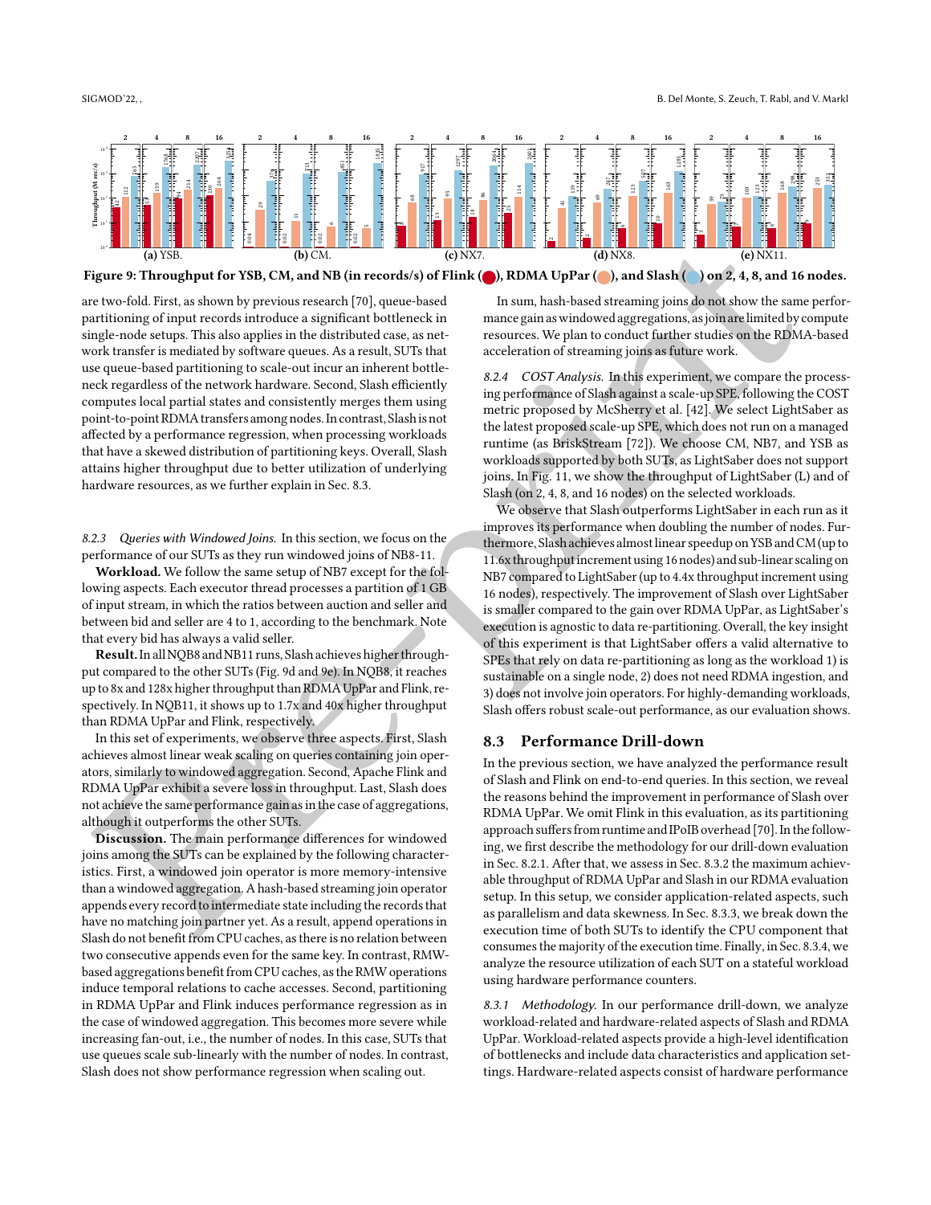**(a)** YSB. **(b)** CM. **(c)** NX7. **(d)** NX8. **(e)** NX11.

**Figure 9: Throughput for YSB, CM, and NB (in records/s) of Flink (●), RDMA UpPar (●), and Slash (●) on 2, 4, 8, and 16 nodes.**

are two-fold. First, as shown by previous research [70], queue-based partitioning of input records introduce a significant bottleneck in single-node setups. This also applies in the distributed case, as network transfer is mediated by software queues. As a result, SUTs that use queue-based partitioning to scale-out incur an inherent bottleneck regardless of the network hardware. Second, Slash efficiently computes local partial states and consistently merges them using point-to-point RDMA transfers among nodes. In contrast, Slash is not affected by a performance regression, when processing workloads that have a skewed distribution of partitioning keys. Overall, Slash attains higher throughput due to better utilization of underlying hardware resources, as we further explain in Sec. 8.3.

#### 8.2.3 *Queries with Windowed Joins.*

In this section, we focus on the performance of our SUTs as they run windowed joins of NB8-11.

**Workload.** We follow the same setup of NB7 except for the following aspects. Each executor thread processes a partition of 1 GB of input stream, in which the ratios between auction and seller and between bid and seller are 4 to 1, according to the benchmark. Note that every bid has always a valid seller.

**Result.** In all NQB8 and NB11 runs, Slash achieves higher throughput compared to the other SUTs (Fig. 9d and 9e). In NQB8, it reaches up to 8x and 128x higher throughput than RDMA UpPar and Flink, respectively. In NQB11, it shows up to 1.7x and 40x higher throughput than RDMA UpPar and Flink, respectively.

In this set of experiments, we observe three aspects. First, Slash achieves almost linear weak scaling on queries containing join operators, similarly to windowed aggregation. Second, Apache Flink and RDMA UpPar exhibit a severe loss in throughput. Last, Slash does not achieve the same performance gain as in the case of aggregations, although it outperforms the other SUTs.

**Discussion.** The main performance differences for windowed joins among the SUTs can be explained by the following characteristics. First, a windowed join operator is more memory-intensive than a windowed aggregation. A hash-based streaming join operator appends every record to intermediate state including the records that have no matching join partner yet. As a result, append operations in Slash do not benefit from CPU caches, as there is no relation between two consecutive appends even for the same key. In contrast, RMW-based aggregations benefit from CPU caches, as the RMW operations induce temporal relations to cache accesses. Second, partitioning in RDMA UpPar and Flink induces performance regression as in the case of windowed aggregation. This becomes more severe while increasing fan-out, i.e., the number of nodes. In this case, SUTs that use queues scale sub-linearly with the number of nodes. In contrast, Slash does not show performance regression when scaling out.

In sum, hash-based streaming joins do not show the same performance gain as windowed aggregations, as join are limited by compute resources. We plan to conduct further studies on the RDMA-based acceleration of streaming joins as future work.

#### 8.2.4 *COST Analysis.*

In this experiment, we compare the processing performance of Slash against a scale-up SPE, following the COST metric proposed by McSherry et al. [42]. We select LightSaber as the latest proposed scale-up SPE, which does not run on a managed runtime (as BriskStream [72]). We choose CM, NB7, and YSB as workloads supported by both SUTs, as LightSaber does not support joins. In Fig. 11, we show the throughput of LightSaber (L) and of Slash (on 2, 4, 8, and 16 nodes) on the selected workloads.

We observe that Slash outperforms LightSaber in each run as it improves its performance when doubling the number of nodes. Furthermore, Slash achieves almost linear speedup on YSB and CM (up to 11.6x throughput increment using 16 nodes) and sub-linear scaling on NB7 compared to LightSaber (up to 4.4x throughput increment using 16 nodes), respectively. The improvement of Slash over LightSaber is smaller compared to the gain over RDMA UpPar, as LightSaber's execution is agnostic to data re-partitioning. Overall, the key insight of this experiment is that LightSaber offers a valid alternative to SPEs that rely on data re-partitioning as long as the workload 1) is sustainable on a single node, 2) does not need RDMA ingestion, and 3) does not involve join operators. For highly-demanding workloads, Slash offers robust scale-out performance, as our evaluation shows.

### 8.3 Performance Drill-down

In the previous section, we have analyzed the performance result of Slash and Flink on end-to-end queries. In this section, we reveal the reasons behind the improvement in performance of Slash over RDMA UpPar. We omit Flink in this evaluation, as its partitioning approach suffers from runtime and IPoIB overhead [70]. In the following, we first describe the methodology for our drill-down evaluation in Sec. 8.2.1. After that, we assess in Sec. 8.3.2 the maximum achievable throughput of RDMA UpPar and Slash in our RDMA evaluation setup. In this setup, we consider application-related aspects, such as parallelism and data skewness. In Sec. 8.3.3, we break down the execution time of both SUTs to identify the CPU component that consumes the majority of the execution time. Finally, in Sec. 8.3.4, we analyze the resource utilization of each SUT on a stateful workload using hardware performance counters.

#### 8.3.1 *Methodology.*

In our performance drill-down, we analyze workload-related and hardware-related aspects of Slash and RDMA UpPar. Workload-related aspects provide a high-level identification of bottlenecks and include data characteristics and application settings. Hardware-related aspects consist of hardware performance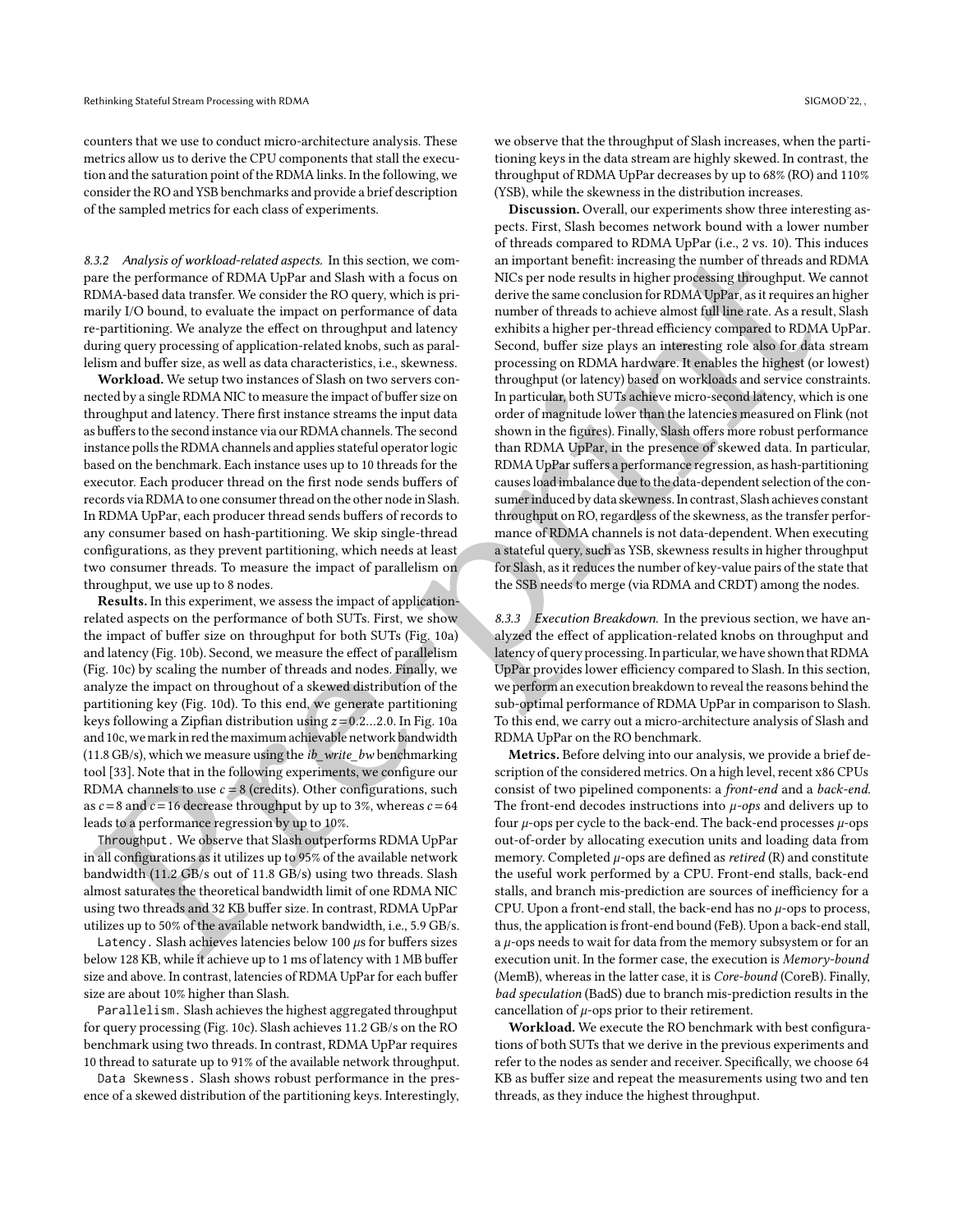counters that we use to conduct micro-architecture analysis. These metrics allow us to derive the CPU components that stall the execution and the saturation point of the RDMA links. In the following, we consider the RO and YSB benchmarks and provide a brief description of the sampled metrics for each class of experiments.

#### 8.3.2 *Analysis of workload-related aspects.*

In this section, we compare the performance of RDMA UpPar and Slash with a focus on RDMA-based data transfer. We consider the RO query, which is primarily I/O bound, to evaluate the impact on performance of data re-partitioning. We analyze the effect on throughput and latency during query processing of application-related knobs, such as parallelism and buffer size, as well as data characteristics, i.e., skewness.

**Workload.** We setup two instances of Slash on two servers connected by a single RDMA NIC to measure the impact of buffer size on throughput and latency. There first instance streams the input data as buffers to the second instance via our RDMA channels. The second instance polls the RDMA channels and applies stateful operator logic based on the benchmark. Each instance uses up to 10 threads for the executor. Each producer thread on the first node sends buffers of records via RDMA to one consumer thread on the other node in Slash. In RDMA UpPar, each producer thread sends buffers of records to any consumer based on hash-partitioning. We skip single-thread configurations, as they prevent partitioning, which needs at least two consumer threads. To measure the impact of parallelism on throughput, we use up to 8 nodes.

**Results.** In this experiment, we assess the impact of application-related aspects on the performance of both SUTs. First, we show the impact of buffer size on throughput for both SUTs (Fig. 10a) and latency (Fig. 10b). Second, we measure the effect of parallelism (Fig. 10c) by scaling the number of threads and nodes. Finally, we analyze the impact on throughout of a skewed distribution of the partitioning key (Fig. 10d). To this end, we generate partitioning keys following a Zipfian distribution using $z = 0.2 \ldots 2.0$. In Fig. 10a and 10c, we mark in red the maximum achievable network bandwidth (11.8 GB/s), which we measure using the *ib_write_bw* benchmarking tool [33]. Note that in the following experiments, we configure our RDMA channels to use $c = 8$ (credits). Other configurations, such as $c = 8$ and $c = 16$ decrease throughput by up to 3%, whereas $c = 64$ leads to a performance regression by up to 10%.

Throughput. We observe that Slash outperforms RDMA UpPar in all configurations as it utilizes up to 95% of the available network bandwidth (11.2 GB/s out of 11.8 GB/s) using two threads. Slash almost saturates the theoretical bandwidth limit of one RDMA NIC using two threads and 32 KB buffer size. In contrast, RDMA UpPar utilizes up to 50% of the available network bandwidth, i.e., 5.9 GB/s.

Latency. Slash achieves latencies below 100 $\mu$s for buffers sizes below 128 KB, while it achieve up to 1 ms of latency with 1 MB buffer size and above. In contrast, latencies of RDMA UpPar for each buffer size are about 10% higher than Slash.

Parallelism. Slash achieves the highest aggregated throughput for query processing (Fig. 10c). Slash achieves 11.2 GB/s on the RO benchmark using two threads. In contrast, RDMA UpPar requires 10 thread to saturate up to 91% of the available network throughput.

Data Skewness. Slash shows robust performance in the presence of a skewed distribution of the partitioning keys. Interestingly, we observe that the throughput of Slash increases, when the partitioning keys in the data stream are highly skewed. In contrast, the throughput of RDMA UpPar decreases by up to 68% (RO) and 110% (YSB), while the skewness in the distribution increases.

**Discussion.** Overall, our experiments show three interesting aspects. First, Slash becomes network bound with a lower number of threads compared to RDMA UpPar (i.e., 2 vs. 10). This induces an important benefit: increasing the number of threads and RDMA NICs per node results in higher processing throughput. We cannot derive the same conclusion for RDMA UpPar, as it requires an higher number of threads to achieve almost full line rate. As a result, Slash exhibits a higher per-thread efficiency compared to RDMA UpPar. Second, buffer size plays an interesting role also for data stream processing on RDMA hardware. It enables the highest (or lowest) throughput (or latency) based on workloads and service constraints. In particular, both SUTs achieve micro-second latency, which is one order of magnitude lower than the latencies measured on Flink (not shown in the figures). Finally, Slash offers more robust performance than RDMA UpPar, in the presence of skewed data. In particular, RDMA UpPar suffers a performance regression, as hash-partitioning causes load imbalance due to the data-dependent selection of the consumer induced by data skewness. In contrast, Slash achieves constant throughput on RO, regardless of the skewness, as the transfer performance of RDMA channels is not data-dependent. When executing a stateful query, such as YSB, skewness results in higher throughput for Slash, as it reduces the number of key-value pairs of the state that the SSB needs to merge (via RDMA and CRDT) among the nodes.

#### 8.3.3 *Execution Breakdown.*

In the previous section, we have analyzed the effect of application-related knobs on throughput and latency of query processing. In particular, we have shown that RDMA UpPar provides lower efficiency compared to Slash. In this section, we perform an execution breakdown to reveal the reasons behind the sub-optimal performance of RDMA UpPar in comparison to Slash. To this end, we carry out a micro-architecture analysis of Slash and RDMA UpPar on the RO benchmark.

**Metrics.** Before delving into our analysis, we provide a brief description of the considered metrics. On a high level, recent x86 CPUs consist of two pipelined components: a *front-end* and a *back-end*. The front-end decodes instructions into $\mu$-*ops* and delivers up to four $\mu$-ops per cycle to the back-end. The back-end processes $\mu$-ops out-of-order by allocating execution units and loading data from memory. Completed $\mu$-ops are defined as *retired* (R) and constitute the useful work performed by a CPU. Front-end stalls, back-end stalls, and branch mis-prediction are sources of inefficiency for a CPU. Upon a front-end stall, the back-end has no $\mu$-ops to process, thus, the application is front-end bound (FeB). Upon a back-end stall, a $\mu$-ops needs to wait for data from the memory subsystem or for an execution unit. In the former case, the execution is *Memory-bound* (MemB), whereas in the latter case, it is *Core-bound* (CoreB). Finally, *bad speculation* (BadS) due to branch mis-prediction results in the cancellation of $\mu$-ops prior to their retirement.

**Workload.** We execute the RO benchmark with best configurations of both SUTs that we derive in the previous experiments and refer to the nodes as sender and receiver. Specifically, we choose 64 KB as buffer size and repeat the measurements using two and ten threads, as they induce the highest throughput.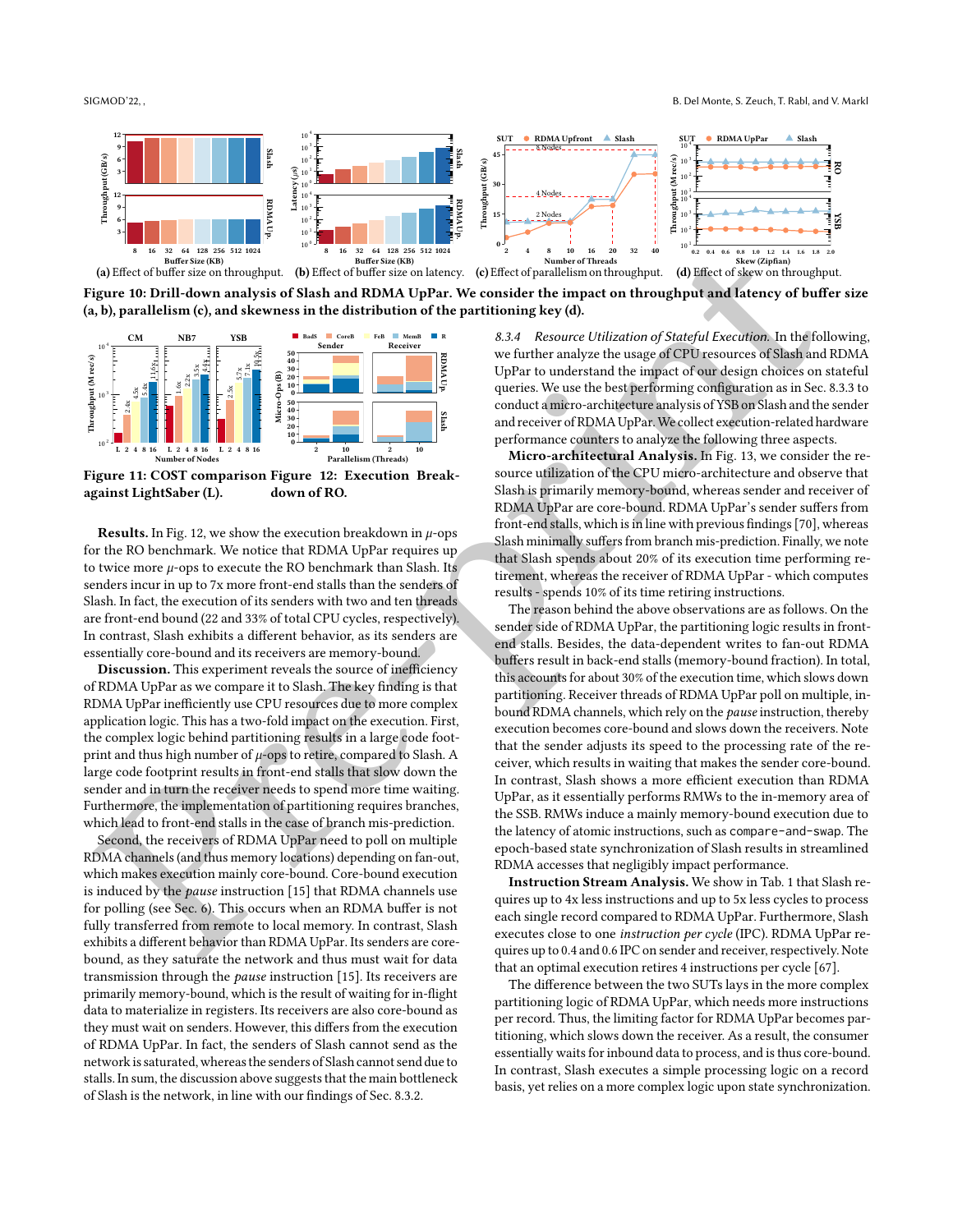(a) Effect of buffer size on throughput. (b) Effect of buffer size on latency. (c) Effect of parallelism on throughput. (d) Effect of skew on throughput.

**Figure 10: Drill-down analysis of Slash and RDMA UpPar. We consider the impact on throughput and latency of buffer size (a, b), parallelism (c), and skewness in the distribution of the partitioning key (d).**

**Figure 11: COST comparison against LightSaber (L).**

**Figure 12: Execution Breakdown of RO.**

**Results.** In Fig. 12, we show the execution breakdown in $\mu$-ops for the RO benchmark. We notice that RDMA UpPar requires up to twice more $\mu$-ops to execute the RO benchmark than Slash. Its senders incur in up to 7x more front-end stalls than the senders of Slash. In fact, the execution of its senders with two and ten threads are front-end bound (22 and 33% of total CPU cycles, respectively). In contrast, Slash exhibits a different behavior, as its senders are essentially core-bound and its receivers are memory-bound.

**Discussion.** This experiment reveals the source of inefficiency of RDMA UpPar as we compare it to Slash. The key finding is that RDMA UpPar inefficiently use CPU resources due to more complex application logic. This has a two-fold impact on the execution. First, the complex logic behind partitioning results in a large code footprint and thus high number of $\mu$-ops to retire, compared to Slash. A large code footprint results in front-end stalls that slow down the sender and in turn the receiver needs to spend more time waiting. Furthermore, the implementation of partitioning requires branches, which lead to front-end stalls in the case of branch mis-prediction.

Second, the receivers of RDMA UpPar need to poll on multiple RDMA channels (and thus memory locations) depending on fan-out, which makes execution mainly core-bound. Core-bound execution is induced by the *pause* instruction [15] that RDMA channels use for polling (see Sec. 6). This occurs when an RDMA buffer is not fully transferred from remote to local memory. In contrast, Slash exhibits a different behavior than RDMA UpPar. Its senders are core-bound, as they saturate the network and thus must wait for data transmission through the *pause* instruction [15]. Its receivers are primarily memory-bound, which is the result of waiting for in-flight data to materialize in registers. Its receivers are also core-bound as they must wait on senders. However, this differs from the execution of RDMA UpPar. In fact, the senders of Slash cannot send as the network is saturated, whereas the senders of Slash cannot send due to stalls. In sum, the discussion above suggests that the main bottleneck of Slash is the network, in line with our findings of Sec. 8.3.2.

*8.3.4 Resource Utilization of Stateful Execution.* In the following, we further analyze the usage of CPU resources of Slash and RDMA UpPar to understand the impact of our design choices on stateful queries. We use the best performing configuration as in Sec. 8.3.3 to conduct a micro-architecture analysis of YSB on Slash and the sender and receiver of RDMA UpPar. We collect execution-related hardware performance counters to analyze the following three aspects.

**Micro-architectural Analysis.** In Fig. 13, we consider the resource utilization of the CPU micro-architecture and observe that Slash is primarily memory-bound, whereas sender and receiver of RDMA UpPar are core-bound. RDMA UpPar's sender suffers from front-end stalls, which is in line with previous findings [70], whereas Slash minimally suffers from branch mis-prediction. Finally, we note that Slash spends about 20% of its execution time performing retirement, whereas the receiver of RDMA UpPar - which computes results - spends 10% of its time retiring instructions.

The reason behind the above observations are as follows. On the sender side of RDMA UpPar, the partitioning logic results in front-end stalls. Besides, the data-dependent writes to fan-out RDMA buffers result in back-end stalls (memory-bound fraction). In total, this accounts for about 30% of the execution time, which slows down partitioning. Receiver threads of RDMA UpPar poll on multiple, inbound RDMA channels, which rely on the *pause* instruction, thereby execution becomes core-bound and slows down the receivers. Note that the sender adjusts its speed to the processing rate of the receiver, which results in waiting that makes the sender core-bound. In contrast, Slash shows a more efficient execution than RDMA UpPar, as it essentially performs RMWs to the in-memory area of the SSB. RMWs induce a mainly memory-bound execution due to the latency of atomic instructions, such as `compare-and-swap`. The epoch-based state synchronization of Slash results in streamlined RDMA accesses that negligibly impact performance.

**Instruction Stream Analysis.** We show in Tab. 1 that Slash requires up to 4x less instructions and up to 5x less cycles to process each single record compared to RDMA UpPar. Furthermore, Slash executes close to one *instruction per cycle* (IPC). RDMA UpPar requires up to 0.4 and 0.6 IPC on sender and receiver, respectively. Note that an optimal execution retires 4 instructions per cycle [67].

The difference between the two SUTs lays in the more complex partitioning logic of RDMA UpPar, which needs more instructions per record. Thus, the limiting factor for RDMA UpPar becomes partitioning, which slows down the receiver. As a result, the consumer essentially waits for inbound data to process, and is thus core-bound. In contrast, Slash executes a simple processing logic on a record basis, yet relies on a more complex logic upon state synchronization.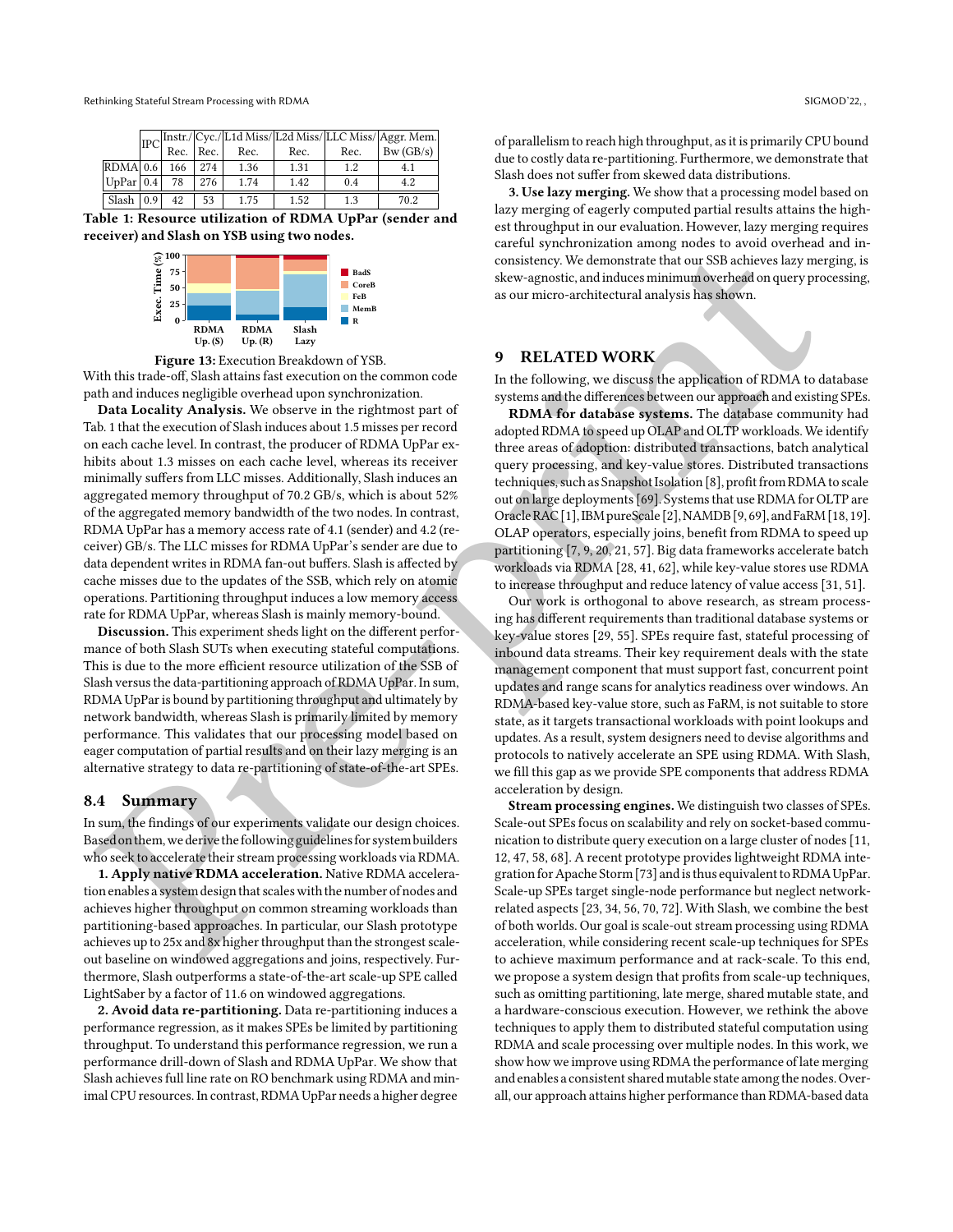|  | IPC | Instr./ Rec. | Cyc./ Rec. | L1d Miss/ Rec. | L2d Miss/ Rec. | LLC Miss/ Rec. | Aggr. Mem. Bw (GB/s) |
|---|---|---|---|---|---|---|---|
| RDMA | 0.6 | 166 | 274 | 1.36 | 1.31 | 1.2 | 4.1 |
| UpPar | 0.4 | 78 | 276 | 1.74 | 1.42 | 0.4 | 4.2 |
| Slash | 0.9 | 42 | 53 | 1.75 | 1.52 | 1.3 | 70.2 |

**Table 1: Resource utilization of RDMA UpPar (sender and receiver) and Slash on YSB using two nodes.**

**Figure 13:** Execution Breakdown of YSB.

With this trade-off, Slash attains fast execution on the common code path and induces negligible overhead upon synchronization.

**Data Locality Analysis.** We observe in the rightmost part of Tab. 1 that the execution of Slash induces about 1.5 misses per record on each cache level. In contrast, the producer of RDMA UpPar exhibits about 1.3 misses on each cache level, whereas its receiver minimally suffers from LLC misses. Additionally, Slash induces an aggregated memory throughput of 70.2 GB/s, which is about 52% of the aggregated memory bandwidth of the two nodes. In contrast, RDMA UpPar has a memory access rate of 4.1 (sender) and 4.2 (receiver) GB/s. The LLC misses for RDMA UpPar's sender are due to data dependent writes in RDMA fan-out buffers. Slash is affected by cache misses due to the updates of the SSB, which rely on atomic operations. Partitioning throughput induces a low memory access rate for RDMA UpPar, whereas Slash is mainly memory-bound.

**Discussion.** This experiment sheds light on the different performance of both Slash SUTs when executing stateful computations. This is due to the more efficient resource utilization of the SSB of Slash versus the data-partitioning approach of RDMA UpPar. In sum, RDMA UpPar is bound by partitioning throughput and ultimately by network bandwidth, whereas Slash is primarily limited by memory performance. This validates that our processing model based on eager computation of partial results and on their lazy merging is an alternative strategy to data re-partitioning of state-of-the-art SPEs.

## 8.4 Summary

In sum, the findings of our experiments validate our design choices. Based on them, we derive the following guidelines for system builders who seek to accelerate their stream processing workloads via RDMA.

**1. Apply native RDMA acceleration.** Native RDMA acceleration enables a system design that scales with the number of nodes and achieves higher throughput on common streaming workloads than partitioning-based approaches. In particular, our Slash prototype achieves up to 25x and 8x higher throughput than the strongest scale-out baseline on windowed aggregations and joins, respectively. Furthermore, Slash outperforms a state-of-the-art scale-up SPE called LightSaber by a factor of 11.6 on windowed aggregations.

**2. Avoid data re-partitioning.** Data re-partitioning induces a performance regression, as it makes SPEs be limited by partitioning throughput. To understand this performance regression, we run a performance drill-down of Slash and RDMA UpPar. We show that Slash achieves full line rate on RO benchmark using RDMA and minimal CPU resources. In contrast, RDMA UpPar needs a higher degree of parallelism to reach high throughput, as it is primarily CPU bound due to costly data re-partitioning. Furthermore, we demonstrate that Slash does not suffer from skewed data distributions.

**3. Use lazy merging.** We show that a processing model based on lazy merging of eagerly computed partial results attains the highest throughput in our evaluation. However, lazy merging requires careful synchronization among nodes to avoid overhead and inconsistency. We demonstrate that our SSB achieves lazy merging, is skew-agnostic, and induces minimum overhead on query processing, as our micro-architectural analysis has shown.

# 9 RELATED WORK

In the following, we discuss the application of RDMA to database systems and the differences between our approach and existing SPEs.

**RDMA for database systems.** The database community had adopted RDMA to speed up OLAP and OLTP workloads. We identify three areas of adoption: distributed transactions, batch analytical query processing, and key-value stores. Distributed transactions techniques, such as Snapshot Isolation [8], profit from RDMA to scale out on large deployments [69]. Systems that use RDMA for OLTP are Oracle RAC [1], IBM pureScale [2], NAMDB [9, 69], and FaRM [18, 19]. OLAP operators, especially joins, benefit from RDMA to speed up partitioning [7, 9, 20, 21, 57]. Big data frameworks accelerate batch workloads via RDMA [28, 41, 62], while key-value stores use RDMA to increase throughput and reduce latency of value access [31, 51].

Our work is orthogonal to above research, as stream processing has different requirements than traditional database systems or key-value stores [29, 55]. SPEs require fast, stateful processing of inbound data streams. Their key requirement deals with the state management component that must support fast, concurrent point updates and range scans for analytics readiness over windows. An RDMA-based key-value store, such as FaRM, is not suitable to store state, as it targets transactional workloads with point lookups and updates. As a result, system designers need to devise algorithms and protocols to natively accelerate an SPE using RDMA. With Slash, we fill this gap as we provide SPE components that address RDMA acceleration by design.

**Stream processing engines.** We distinguish two classes of SPEs. Scale-out SPEs focus on scalability and rely on socket-based communication to distribute query execution on a large cluster of nodes [11, 12, 47, 58, 68]. A recent prototype provides lightweight RDMA integration for Apache Storm [73] and is thus equivalent to RDMA UpPar. Scale-up SPEs target single-node performance but neglect network-related aspects [23, 34, 56, 70, 72]. With Slash, we combine the best of both worlds. Our goal is scale-out stream processing using RDMA acceleration, while considering recent scale-up techniques for SPEs to achieve maximum performance and at rack-scale. To this end, we propose a system design that profits from scale-up techniques, such as omitting partitioning, late merge, shared mutable state, and a hardware-conscious execution. However, we rethink the above techniques to apply them to distributed stateful computation using RDMA and scale processing over multiple nodes. In this work, we show how we improve using RDMA the performance of late merging and enables a consistent shared mutable state among the nodes. Overall, our approach attains higher performance than RDMA-based data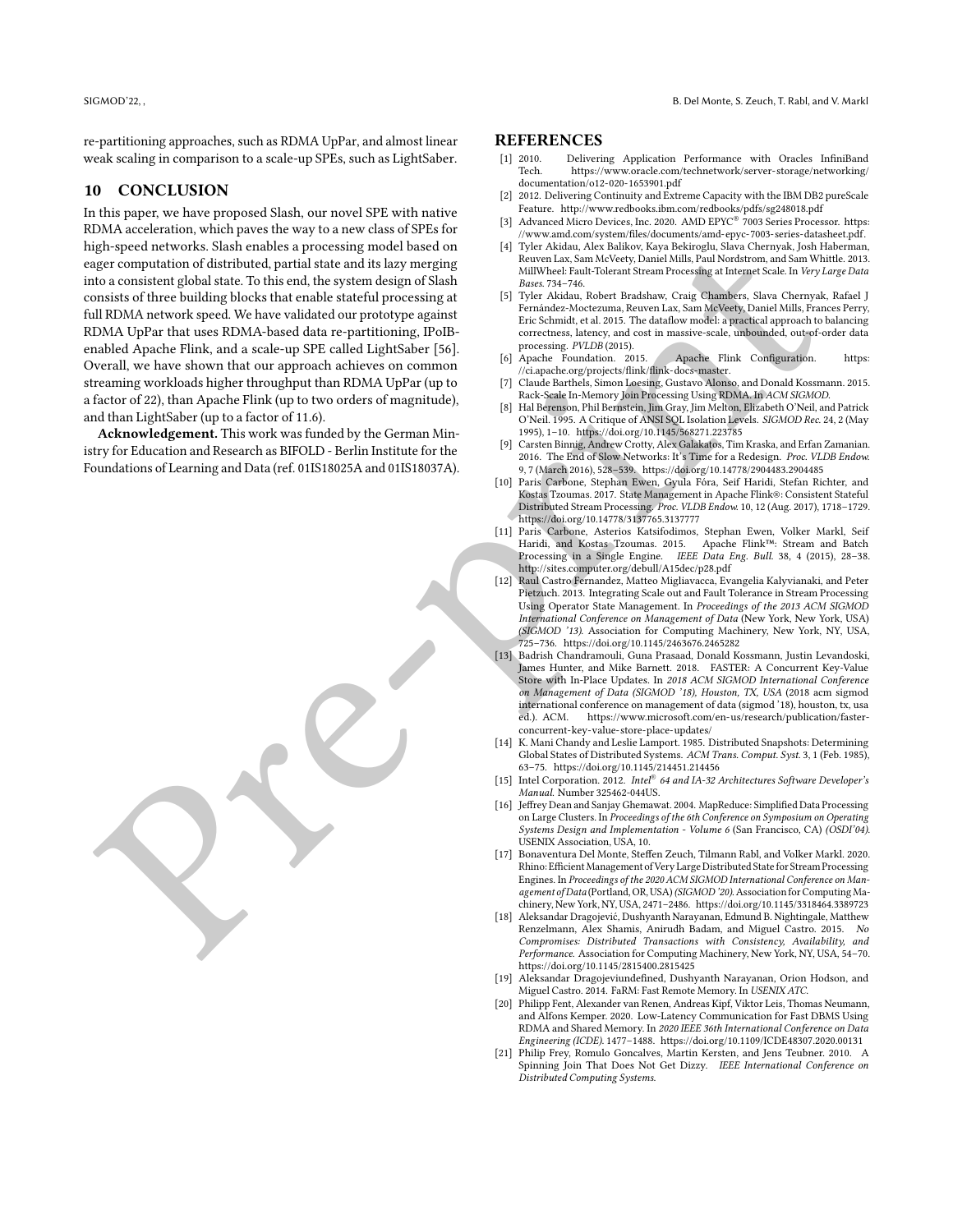re-partitioning approaches, such as RDMA UpPar, and almost linear weak scaling in comparison to a scale-up SPEs, such as LightSaber.

## 10 CONCLUSION

In this paper, we have proposed Slash, our novel SPE with native RDMA acceleration, which paves the way to a new class of SPEs for high-speed networks. Slash enables a processing model based on eager computation of distributed, partial state and its lazy merging into a consistent global state. To this end, the system design of Slash consists of three building blocks that enable stateful processing at full RDMA network speed. We have validated our prototype against RDMA UpPar that uses RDMA-based data re-partitioning, IPoIB-enabled Apache Flink, and a scale-up SPE called LightSaber [56]. Overall, we have shown that our approach achieves on common streaming workloads higher throughput than RDMA UpPar (up to a factor of 22), than Apache Flink (up to two orders of magnitude), and than LightSaber (up to a factor of 11.6).

**Acknowledgement.** This work was funded by the German Ministry for Education and Research as BIFOLD - Berlin Institute for the Foundations of Learning and Data (ref. 01IS18025A and 01IS18037A).

## REFERENCES

[1] 2010. Delivering Application Performance with Oracles InfiniBand Tech. https://www.oracle.com/technetwork/server-storage/networking/documentation/o12-020-1653901.pdf

[2] 2012. Delivering Continuity and Extreme Capacity with the IBM DB2 pureScale Feature. http://www.redbooks.ibm.com/redbooks/pdfs/sg248018.pdf

[3] Advanced Micro Devices, Inc. 2020. AMD EPYC® 7003 Series Processor. https://www.amd.com/system/files/documents/amd-epyc-7003-series-datasheet.pdf.

[4] Tyler Akidau, Alex Balikov, Kaya Bekiroglu, Slava Chernyak, Josh Haberman, Reuven Lax, Sam McVeety, Daniel Mills, Paul Nordstrom, and Sam Whittle. 2013. MillWheel: Fault-Tolerant Stream Processing at Internet Scale. In *Very Large Data Bases*. 734–746.

[5] Tyler Akidau, Robert Bradshaw, Craig Chambers, Slava Chernyak, Rafael J Fernández-Moctezuma, Reuven Lax, Sam McVeety, Daniel Mills, Frances Perry, Eric Schmidt, et al. 2015. The dataflow model: a practical approach to balancing correctness, latency, and cost in massive-scale, unbounded, out-of-order data processing. *PVLDB* (2015).

[6] Apache Foundation. 2015. Apache Flink Configuration. https://ci.apache.org/projects/flink/flink-docs-master.

[7] Claude Barthels, Simon Loesing, Gustavo Alonso, and Donald Kossmann. 2015. Rack-Scale In-Memory Join Processing Using RDMA. In *ACM SIGMOD*.

[8] Hal Berenson, Phil Bernstein, Jim Gray, Jim Melton, Elizabeth O'Neil, and Patrick O'Neil. 1995. A Critique of ANSI SQL Isolation Levels. *SIGMOD Rec.* 24, 2 (May 1995), 1–10. https://doi.org/10.1145/568271.223785

[9] Carsten Binnig, Andrew Crotty, Alex Galakatos, Tim Kraska, and Erfan Zamanian. 2016. The End of Slow Networks: It's Time for a Redesign. *Proc. VLDB Endow.* 9, 7 (March 2016), 528–539. https://doi.org/10.14778/2904483.2904485

[10] Paris Carbone, Stephan Ewen, Gyula Fóra, Seif Haridi, Stefan Richter, and Kostas Tzoumas. 2017. State Management in Apache Flink®: Consistent Stateful Distributed Stream Processing. *Proc. VLDB Endow.* 10, 12 (Aug. 2017), 1718–1729. https://doi.org/10.14778/3137765.3137777

[11] Paris Carbone, Asterios Katsifodimos, Stephan Ewen, Volker Markl, Seif Haridi, and Kostas Tzoumas. 2015. Apache Flink™: Stream and Batch Processing in a Single Engine. *IEEE Data Eng. Bull.* 38, 4 (2015), 28–38. http://sites.computer.org/debull/A15dec/p28.pdf

[12] Raul Castro Fernandez, Matteo Migliavacca, Evangelia Kalyvianaki, and Peter Pietzuch. 2013. Integrating Scale out and Fault Tolerance in Stream Processing Using Operator State Management. In *Proceedings of the 2013 ACM SIGMOD International Conference on Management of Data* (New York, New York, USA) *(SIGMOD '13)*. Association for Computing Machinery, New York, NY, USA, 725–736. https://doi.org/10.1145/2463676.2465282

[13] Badrish Chandramouli, Guna Prasaad, Donald Kossmann, Justin Levandoski, James Hunter, and Mike Barnett. 2018. FASTER: A Concurrent Key-Value Store with In-Place Updates. In *2018 ACM SIGMOD International Conference on Management of Data (SIGMOD '18), Houston, TX, USA* (2018 acm sigmod international conference on management of data (sigmod '18), houston, tx, usa ed.). ACM. https://www.microsoft.com/en-us/research/publication/faster-concurrent-key-value-store-place-updates/

[14] K. Mani Chandy and Leslie Lamport. 1985. Distributed Snapshots: Determining Global States of Distributed Systems. *ACM Trans. Comput. Syst.* 3, 1 (Feb. 1985), 63–75. https://doi.org/10.1145/214451.214456

[15] Intel Corporation. 2012. *Intel® 64 and IA-32 Architectures Software Developer's Manual*. Number 325462-044US.

[16] Jeffrey Dean and Sanjay Ghemawat. 2004. MapReduce: Simplified Data Processing on Large Clusters. In *Proceedings of the 6th Conference on Symposium on Operating Systems Design and Implementation - Volume 6* (San Francisco, CA) *(OSDI'04)*. USENIX Association, USA, 10.

[17] Bonaventura Del Monte, Steffen Zeuch, Tilmann Rabl, and Volker Markl. 2020. Rhino: Efficient Management of Very Large Distributed State for Stream Processing Engines. In *Proceedings of the 2020 ACM SIGMOD International Conference on Management of Data* (Portland, OR, USA) *(SIGMOD '20)*. Association for Computing Machinery, New York, NY, USA, 2471–2486. https://doi.org/10.1145/3318464.3389723

[18] Aleksandar Dragojević, Dushyanth Narayanan, Edmund B. Nightingale, Matthew Renzelmann, Alex Shamis, Anirudh Badam, and Miguel Castro. 2015. *No Compromises: Distributed Transactions with Consistency, Availability, and Performance*. Association for Computing Machinery, New York, NY, USA, 54–70. https://doi.org/10.1145/2815400.2815425

[19] Aleksandar Dragojeviundefined, Dushyanth Narayanan, Orion Hodson, and Miguel Castro. 2014. FaRM: Fast Remote Memory. In *USENIX ATC*.

[20] Philipp Fent, Alexander van Renen, Andreas Kipf, Viktor Leis, Thomas Neumann, and Alfons Kemper. 2020. Low-Latency Communication for Fast DBMS Using RDMA and Shared Memory. In *2020 IEEE 36th International Conference on Data Engineering (ICDE)*. 1477–1488. https://doi.org/10.1109/ICDE48307.2020.00131

[21] Philip Frey, Romulo Goncalves, Martin Kersten, and Jens Teubner. 2010. A Spinning Join That Does Not Get Dizzy. *IEEE International Conference on Distributed Computing Systems*.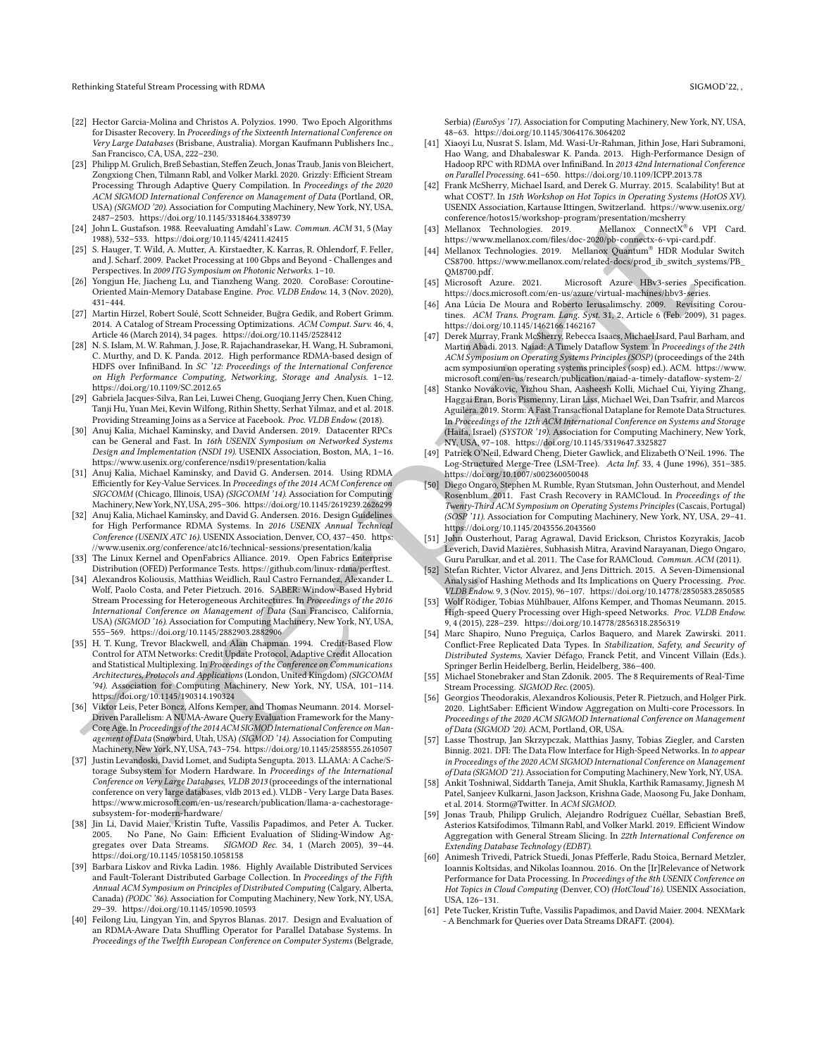[22] Hector Garcia-Molina and Christos A. Polyzios. 1990. Two Epoch Algorithms for Disaster Recovery. In *Proceedings of the Sixteenth International Conference on Very Large Databases* (Brisbane, Australia). Morgan Kaufmann Publishers Inc., San Francisco, CA, USA, 222–230.

[23] Philipp M. Grulich, Breß Sebastian, Steffen Zeuch, Jonas Traub, Janis von Bleichert, Zongxiong Chen, Tilmann Rabl, and Volker Markl. 2020. Grizzly: Efficient Stream Processing Through Adaptive Query Compilation. In *Proceedings of the 2020 ACM SIGMOD International Conference on Management of Data* (Portland, OR, USA) *(SIGMOD '20)*. Association for Computing Machinery, New York, NY, USA, 2487–2503. https://doi.org/10.1145/3318464.3389739

[24] John L. Gustafson. 1988. Reevaluating Amdahl's Law. *Commun. ACM* 31, 5 (May 1988), 532–533. https://doi.org/10.1145/42411.42415

[25] S. Hauger, T. Wild, A. Mutter, A. Kirstaedter, K. Karras, R. Ohlendorf, F. Feller, and J. Scharf. 2009. Packet Processing at 100 Gbps and Beyond - Challenges and Perspectives. In *2009 ITG Symposium on Photonic Networks*. 1–10.

[26] Yongjun He, Jiacheng Lu, and Tianzheng Wang. 2020. CoroBase: Coroutine-Oriented Main-Memory Database Engine. *Proc. VLDB Endow.* 14, 3 (Nov. 2020), 431–444.

[27] Martin Hirzel, Robert Soulé, Scott Schneider, Buğra Gedik, and Robert Grimm. 2014. A Catalog of Stream Processing Optimizations. *ACM Comput. Surv.* 46, 4, Article 46 (March 2014), 34 pages. https://doi.org/10.1145/2528412

[28] N. S. Islam, M. W. Rahman, J. Jose, R. Rajachandrasekar, H. Wang, H. Subramoni, C. Murthy, and D. K. Panda. 2012. High performance RDMA-based design of HDFS over InfiniBand. In *SC '12: Proceedings of the International Conference on High Performance Computing, Networking, Storage and Analysis*. 1–12. https://doi.org/10.1109/SC.2012.65

[29] Gabriela Jacques-Silva, Ran Lei, Luwei Cheng, Guoqiang Jerry Chen, Kuen Ching, Tanji Hu, Yuan Mei, Kevin Wilfong, Rithin Shetty, Serhat Yilmaz, and et al. 2018. Providing Streaming Joins as a Service at Facebook. *Proc. VLDB Endow.* (2018).

[30] Anuj Kalia, Michael Kaminsky, and David Andersen. 2019. Datacenter RPCs can be General and Fast. In *16th USENIX Symposium on Networked Systems Design and Implementation (NSDI 19)*. USENIX Association, Boston, MA, 1–16. https://www.usenix.org/conference/nsdi19/presentation/kalia

[31] Anuj Kalia, Michael Kaminsky, and David G. Andersen. 2014. Using RDMA Efficiently for Key-Value Services. In *Proceedings of the 2014 ACM Conference on SIGCOMM* (Chicago, Illinois, USA) *(SIGCOMM '14)*. Association for Computing Machinery, New York, NY, USA, 295–306. https://doi.org/10.1145/2619239.2626299

[32] Anuj Kalia, Michael Kaminsky, and David G. Andersen. 2016. Design Guidelines for High Performance RDMA Systems. In *2016 USENIX Annual Technical Conference (USENIX ATC 16)*. USENIX Association, Denver, CO, 437–450. https://www.usenix.org/conference/atc16/technical-sessions/presentation/kalia

[33] The Linux Kernel and OpenFabrics Alliance. 2019. Open Fabrics Enterprise Distribution (OFED) Performance Tests. https://github.com/linux-rdma/perftest.

[34] Alexandros Koliousis, Matthias Weidlich, Raul Castro Fernandez, Alexander L. Wolf, Paolo Costa, and Peter Pietzuch. 2016. SABER: Window-Based Hybrid Stream Processing for Heterogeneous Architectures. In *Proceedings of the 2016 International Conference on Management of Data* (San Francisco, California, USA) *(SIGMOD '16)*. Association for Computing Machinery, New York, NY, USA, 555–569. https://doi.org/10.1145/2882903.2882906

[35] H. T. Kung, Trevor Blackwell, and Alan Chapman. 1994. Credit-Based Flow Control for ATM Networks: Credit Update Protocol, Adaptive Credit Allocation and Statistical Multiplexing. In *Proceedings of the Conference on Communications Architectures, Protocols and Applications* (London, United Kingdom) *(SIGCOMM '94)*. Association for Computing Machinery, New York, NY, USA, 101–114. https://doi.org/10.1145/190314.190324

[36] Viktor Leis, Peter Boncz, Alfons Kemper, and Thomas Neumann. 2014. Morsel-Driven Parallelism: A NUMA-Aware Query Evaluation Framework for the Many-Core Age. In *Proceedings of the 2014 ACM SIGMOD International Conference on Management of Data* (Snowbird, Utah, USA) *(SIGMOD '14)*. Association for Computing Machinery, New York, NY, USA, 743–754. https://doi.org/10.1145/2588555.2610507

[37] Justin Levandoski, David Lomet, and Sudipta Sengupta. 2013. LLAMA: A Cache/Storage Subsystem for Modern Hardware. In *Proceedings of the International Conference on Very Large Databases, VLDB 2013* (proceedings of the international conference on very large databases, vldb 2013 ed.). VLDB - Very Large Data Bases. https://www.microsoft.com/en-us/research/publication/llama-a-cachestorage-subsystem-for-modern-hardware/

[38] Jin Li, David Maier, Kristin Tufte, Vassilis Papadimos, and Peter A. Tucker. 2005. No Pane, No Gain: Efficient Evaluation of Sliding-Window Aggregates over Data Streams. *SIGMOD Rec.* 34, 1 (March 2005), 39–44. https://doi.org/10.1145/1058150.1058158

[39] Barbara Liskov and Rivka Ladin. 1986. Highly Available Distributed Services and Fault-Tolerant Distributed Garbage Collection. In *Proceedings of the Fifth Annual ACM Symposium on Principles of Distributed Computing* (Calgary, Alberta, Canada) *(PODC '86)*. Association for Computing Machinery, New York, NY, USA, 29–39. https://doi.org/10.1145/10590.10593

[40] Feilong Liu, Lingyan Yin, and Spyros Blanas. 2017. Design and Evaluation of an RDMA-Aware Data Shuffling Operator for Parallel Database Systems. In *Proceedings of the Twelfth European Conference on Computer Systems* (Belgrade, Serbia) *(EuroSys '17)*. Association for Computing Machinery, New York, NY, USA, 48–63. https://doi.org/10.1145/3064176.3064202

[41] Xiaoyi Lu, Nusrat S. Islam, Md. Wasi-Ur-Rahman, Jithin Jose, Hari Subramoni, Hao Wang, and Dhabaleswar K. Panda. 2013. High-Performance Design of Hadoop RPC with RDMA over InfiniBand. In *2013 42nd International Conference on Parallel Processing*. 641–650. https://doi.org/10.1109/ICPP.2013.78

[42] Frank McSherry, Michael Isard, and Derek G. Murray. 2015. Scalability! But at what COST?. In *15th Workshop on Hot Topics in Operating Systems (HotOS XV)*. USENIX Association, Kartause Ittingen, Switzerland. https://www.usenix.org/conference/hotos15/workshop-program/presentation/mcsherry

[43] Mellanox Technologies. 2019. Mellanox ConnectX®6 VPI Card. https://www.mellanox.com/files/doc-2020/pb-connectx-6-vpi-card.pdf.

[44] Mellanox Technologies. 2019. Mellanox Quantum® HDR Modular Switch CS8700. https://www.mellanox.com/related-docs/prod_ib_switch_systems/PB_QM8700.pdf.

[45] Microsoft Azure. 2021. Microsoft Azure HBv3-series Specification. https://docs.microsoft.com/en-us/azure/virtual-machines/hbv3-series.

[46] Ana Lúcia De Moura and Roberto Ierusalimschy. 2009. Revisiting Coroutines. *ACM Trans. Program. Lang. Syst.* 31, 2, Article 6 (Feb. 2009), 31 pages. https://doi.org/10.1145/1462166.1462167

[47] Derek Murray, Frank McSherry, Rebecca Isaacs, Michael Isard, Paul Barham, and Martin Abadi. 2013. Naiad: A Timely Dataflow System. In *Proceedings of the 24th ACM Symposium on Operating Systems Principles (SOSP)* (proceedings of the 24th acm symposium on operating systems principles (sosp) ed.). ACM. https://www.microsoft.com/en-us/research/publication/naiad-a-timely-dataflow-system-2/

[48] Stanko Novakovic, Yizhou Shan, Aasheesh Kolli, Michael Cui, Yiying Zhang, Haggai Eran, Boris Pismenny, Liran Liss, Michael Wei, Dan Tsafrir, and Marcos Aguilera. 2019. Storm: A Fast Transactional Dataplane for Remote Data Structures. In *Proceedings of the 12th ACM International Conference on Systems and Storage* (Haifa, Israel) *(SYSTOR '19)*. Association for Computing Machinery, New York, NY, USA, 97–108. https://doi.org/10.1145/3319647.3325827

[49] Patrick O'Neil, Edward Cheng, Dieter Gawlick, and Elizabeth O'Neil. 1996. The Log-Structured Merge-Tree (LSM-Tree). *Acta Inf.* 33, 4 (June 1996), 351–385. https://doi.org/10.1007/s002360050048

[50] Diego Ongaro, Stephen M. Rumble, Ryan Stutsman, John Ousterhout, and Mendel Rosenblum. 2011. Fast Crash Recovery in RAMCloud. In *Proceedings of the Twenty-Third ACM Symposium on Operating Systems Principles* (Cascais, Portugal) *(SOSP '11)*. Association for Computing Machinery, New York, NY, USA, 29–41. https://doi.org/10.1145/2043556.2043560

[51] John Ousterhout, Parag Agrawal, David Erickson, Christos Kozyrakis, Jacob Leverich, David Mazières, Subhasish Mitra, Aravind Narayanan, Diego Ongaro, Guru Parulkar, and et al. 2011. The Case for RAMCloud. *Commun. ACM* (2011).

[52] Stefan Richter, Victor Alvarez, and Jens Dittrich. 2015. A Seven-Dimensional Analysis of Hashing Methods and Its Implications on Query Processing. *Proc. VLDB Endow.* 9, 3 (Nov. 2015), 96–107. https://doi.org/10.14778/2850583.2850585

[53] Wolf Rödiger, Tobias Mühlbauer, Alfons Kemper, and Thomas Neumann. 2015. High-speed Query Processing over High-speed Networks. *Proc. VLDB Endow.* 9, 4 (2015), 228–239. https://doi.org/10.14778/2856318.2856319

[54] Marc Shapiro, Nuno Preguiça, Carlos Baquero, and Marek Zawirski. 2011. Conflict-Free Replicated Data Types. In *Stabilization, Safety, and Security of Distributed Systems*, Xavier Défago, Franck Petit, and Vincent Villain (Eds.). Springer Berlin Heidelberg, Berlin, Heidelberg, 386–400.

[55] Michael Stonebraker and Stan Zdonik. 2005. The 8 Requirements of Real-Time Stream Processing. *SIGMOD Rec.* (2005).

[56] Georgios Theodorakis, Alexandros Koliousis, Peter R. Pietzuch, and Holger Pirk. 2020. LightSaber: Efficient Window Aggregation on Multi-core Processors. In *Proceedings of the 2020 ACM SIGMOD International Conference on Management of Data (SIGMOD '20)*. ACM, Portland, OR, USA.

[57] Lasse Thostrup, Jan Skrzypczak, Matthias Jasny, Tobias Ziegler, and Carsten Binnig. 2021. DFI: The Data Flow Interface for High-Speed Networks. In *to appear in Proceedings of the 2020 ACM SIGMOD International Conference on Management of Data (SIGMOD '21)*. Association for Computing Machinery, New York, NY, USA.

[58] Ankit Toshniwal, Siddarth Taneja, Amit Shukla, Karthik Ramasamy, Jignesh M Patel, Sanjeev Kulkarni, Jason Jackson, Krishna Gade, Maosong Fu, Jake Donham, et al. 2014. Storm@Twitter. In *ACM SIGMOD*.

[59] Jonas Traub, Philipp Grulich, Alejandro Rodríguez Cuéllar, Sebastian Breß, Asterios Katsifodimos, Tilmann Rabl, and Volker Markl. 2019. Efficient Window Aggregation with General Stream Slicing. In *22th International Conference on Extending Database Technology (EDBT)*.

[60] Animesh Trivedi, Patrick Stuedi, Jonas Pfefferle, Radu Stoica, Bernard Metzler, Ioannis Koltsidas, and Nikolas Ioannou. 2016. On the [Ir]Relevance of Network Performance for Data Processing. In *Proceedings of the 8th USENIX Conference on Hot Topics in Cloud Computing* (Denver, CO) *(HotCloud'16)*. USENIX Association, USA, 126–131.

[61] Pete Tucker, Kristin Tufte, Vassilis Papadimos, and David Maier. 2004. NEXMark - A Benchmark for Queries over Data Streams DRAFT. (2004).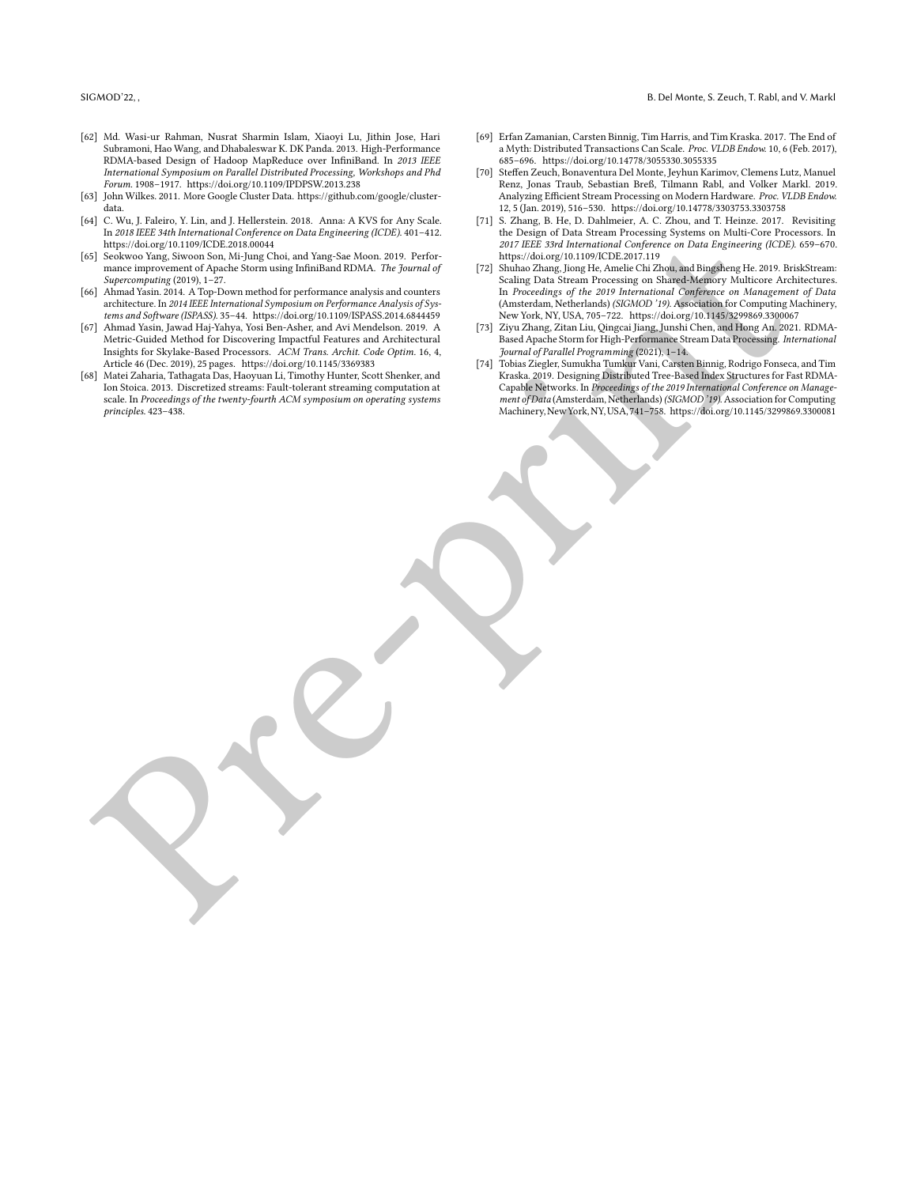[62] Md. Wasi-ur Rahman, Nusrat Sharmin Islam, Xiaoyi Lu, Jithin Jose, Hari Subramoni, Hao Wang, and Dhabaleswar K. DK Panda. 2013. High-Performance RDMA-based Design of Hadoop MapReduce over InfiniBand. In *2013 IEEE International Symposium on Parallel Distributed Processing, Workshops and Phd Forum*. 1908–1917. https://doi.org/10.1109/IPDPSW.2013.238

[63] John Wilkes. 2011. More Google Cluster Data. https://github.com/google/cluster-data.

[64] C. Wu, J. Faleiro, Y. Lin, and J. Hellerstein. 2018. Anna: A KVS for Any Scale. In *2018 IEEE 34th International Conference on Data Engineering (ICDE)*. 401–412. https://doi.org/10.1109/ICDE.2018.00044

[65] Seokwoo Yang, Siwoon Son, Mi-Jung Choi, and Yang-Sae Moon. 2019. Performance improvement of Apache Storm using InfiniBand RDMA. *The Journal of Supercomputing* (2019), 1–27.

[66] Ahmad Yasin. 2014. A Top-Down method for performance analysis and counters architecture. In *2014 IEEE International Symposium on Performance Analysis of Systems and Software (ISPASS)*. 35–44. https://doi.org/10.1109/ISPASS.2014.6844459

[67] Ahmad Yasin, Jawad Haj-Yahya, Yosi Ben-Asher, and Avi Mendelson. 2019. A Metric-Guided Method for Discovering Impactful Features and Architectural Insights for Skylake-Based Processors. *ACM Trans. Archit. Code Optim.* 16, 4, Article 46 (Dec. 2019), 25 pages. https://doi.org/10.1145/3369383

[68] Matei Zaharia, Tathagata Das, Haoyuan Li, Timothy Hunter, Scott Shenker, and Ion Stoica. 2013. Discretized streams: Fault-tolerant streaming computation at scale. In *Proceedings of the twenty-fourth ACM symposium on operating systems principles*. 423–438.

[69] Erfan Zamanian, Carsten Binnig, Tim Harris, and Tim Kraska. 2017. The End of a Myth: Distributed Transactions Can Scale. *Proc. VLDB Endow.* 10, 6 (Feb. 2017), 685–696. https://doi.org/10.14778/3055330.3055335

[70] Steffen Zeuch, Bonaventura Del Monte, Jeyhun Karimov, Clemens Lutz, Manuel Renz, Jonas Traub, Sebastian Breß, Tilmann Rabl, and Volker Markl. 2019. Analyzing Efficient Stream Processing on Modern Hardware. *Proc. VLDB Endow.* 12, 5 (Jan. 2019), 516–530. https://doi.org/10.14778/3303753.3303758

[71] S. Zhang, B. He, D. Dahlmeier, A. C. Zhou, and T. Heinze. 2017. Revisiting the Design of Data Stream Processing Systems on Multi-Core Processors. In *2017 IEEE 33rd International Conference on Data Engineering (ICDE)*. 659–670. https://doi.org/10.1109/ICDE.2017.119

[72] Shuhao Zhang, Jiong He, Amelie Chi Zhou, and Bingsheng He. 2019. BriskStream: Scaling Data Stream Processing on Shared-Memory Multicore Architectures. In *Proceedings of the 2019 International Conference on Management of Data* (Amsterdam, Netherlands) *(SIGMOD '19)*. Association for Computing Machinery, New York, NY, USA, 705–722. https://doi.org/10.1145/3299869.3300067

[73] Ziyu Zhang, Zitan Liu, Qingcai Jiang, Junshi Chen, and Hong An. 2021. RDMA-Based Apache Storm for High-Performance Stream Data Processing. *International Journal of Parallel Programming* (2021), 1–14.

[74] Tobias Ziegler, Sumukha Tumkur Vani, Carsten Binnig, Rodrigo Fonseca, and Tim Kraska. 2019. Designing Distributed Tree-Based Index Structures for Fast RDMA-Capable Networks. In *Proceedings of the 2019 International Conference on Management of Data* (Amsterdam, Netherlands) *(SIGMOD '19)*. Association for Computing Machinery, New York, NY, USA, 741–758. https://doi.org/10.1145/3299869.3300081